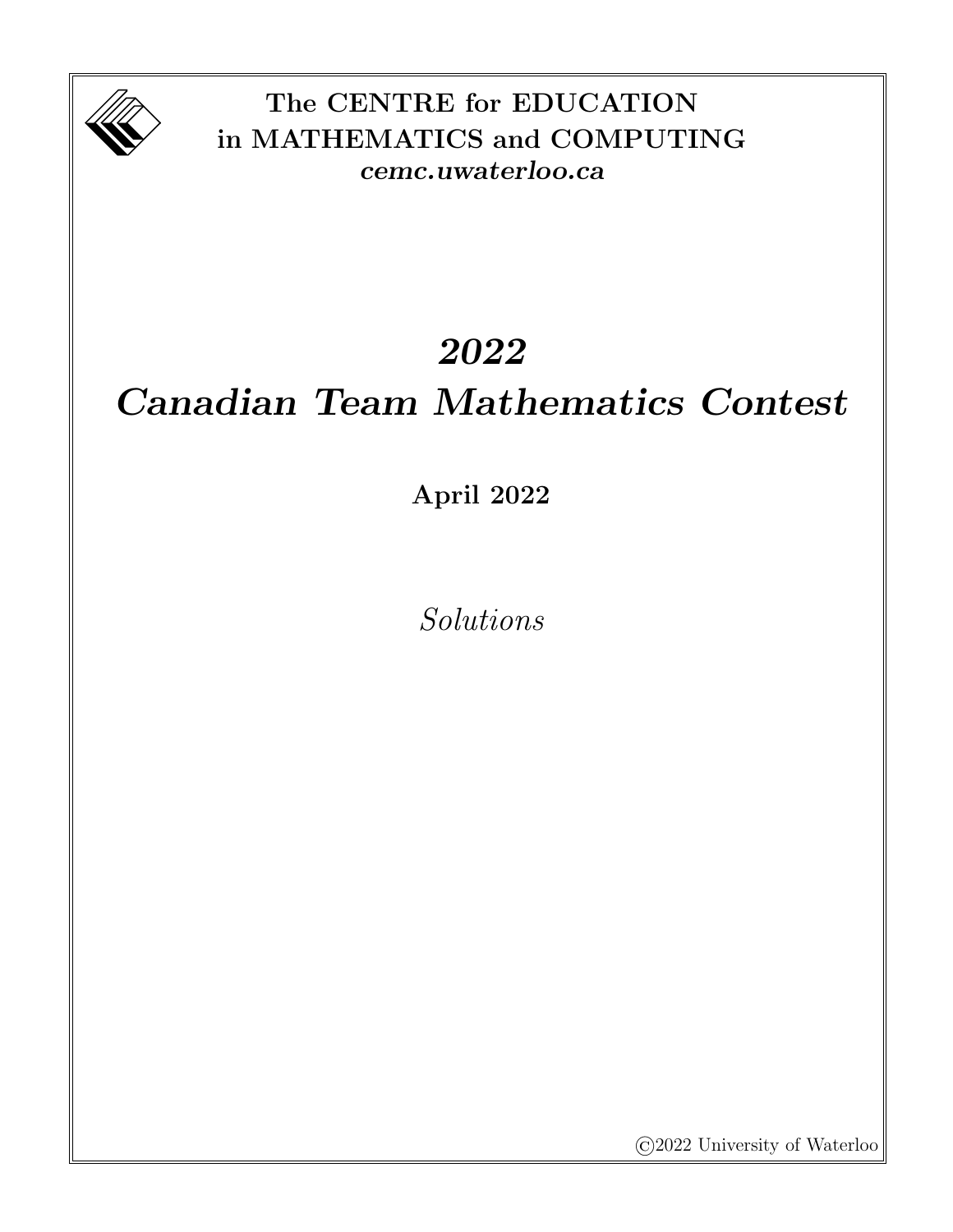**The CENTRE for EDUCATION in MATHEMATICS and COMPUTING**

***cemc.uwaterloo.ca***

# *2022 Canadian Team Mathematics Contest*

**April 2022**

*Solutions*

©2022 University of Waterloo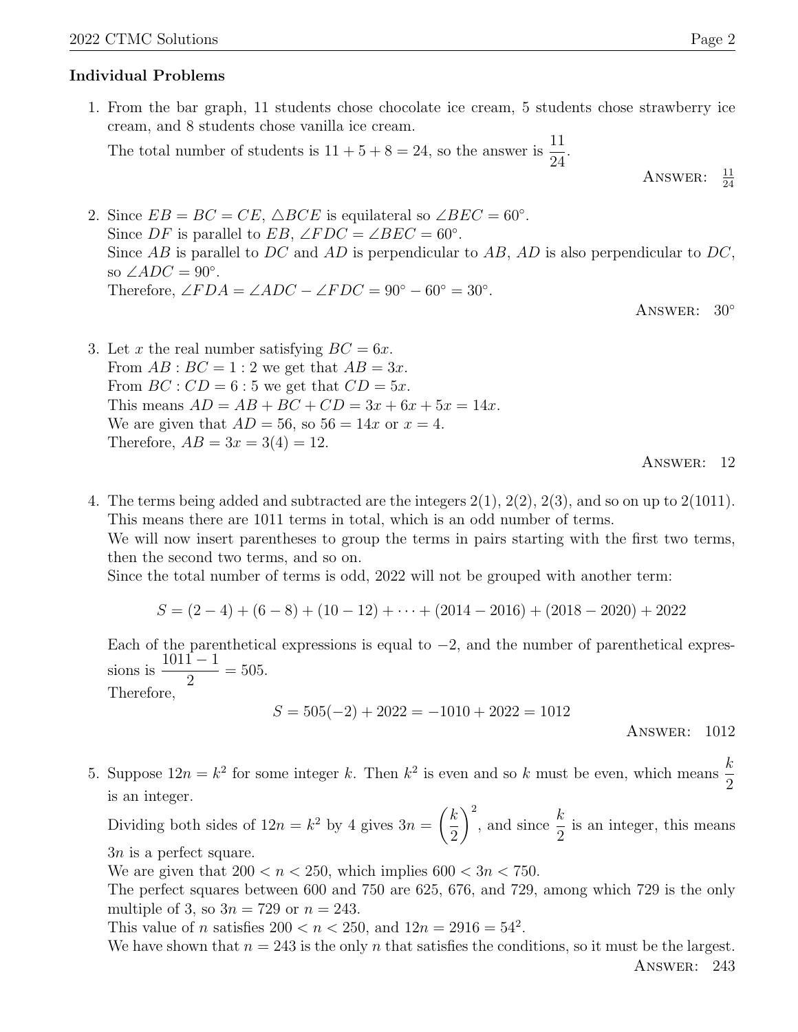## Individual Problems

1. From the bar graph, 11 students chose chocolate ice cream, 5 students chose strawberry ice cream, and 8 students chose vanilla ice cream.

   The total number of students is $11 + 5 + 8 = 24$, so the answer is $\dfrac{11}{24}$.

   Answer: $\frac{11}{24}$

2. Since $EB = BC = CE$, $\triangle BCE$ is equilateral so $\angle BEC = 60^\circ$.
   Since $DF$ is parallel to $EB$, $\angle FDC = \angle BEC = 60^\circ$.
   Since $AB$ is parallel to $DC$ and $AD$ is perpendicular to $AB$, $AD$ is also perpendicular to $DC$, so $\angle ADC = 90^\circ$.
   Therefore, $\angle FDA = \angle ADC - \angle FDC = 90^\circ - 60^\circ = 30^\circ$.

   Answer: $30^\circ$

3. Let $x$ the real number satisfying $BC = 6x$.
   From $AB : BC = 1 : 2$ we get that $AB = 3x$.
   From $BC : CD = 6 : 5$ we get that $CD = 5x$.
   This means $AD = AB + BC + CD = 3x + 6x + 5x = 14x$.
   We are given that $AD = 56$, so $56 = 14x$ or $x = 4$.
   Therefore, $AB = 3x = 3(4) = 12$.

   Answer: 12

4. The terms being added and subtracted are the integers $2(1)$, $2(2)$, $2(3)$, and so on up to $2(1011)$.
   This means there are 1011 terms in total, which is an odd number of terms.
   We will now insert parentheses to group the terms in pairs starting with the first two terms, then the second two terms, and so on.
   Since the total number of terms is odd, 2022 will not be grouped with another term:

   $$S = (2 - 4) + (6 - 8) + (10 - 12) + \cdots + (2014 - 2016) + (2018 - 2020) + 2022$$

   Each of the parenthetical expressions is equal to $-2$, and the number of parenthetical expressions is $\dfrac{1011 - 1}{2} = 505$.
   Therefore,

   $$S = 505(-2) + 2022 = -1010 + 2022 = 1012$$

   Answer: 1012

5. Suppose $12n = k^2$ for some integer $k$. Then $k^2$ is even and so $k$ must be even, which means $\dfrac{k}{2}$ is an integer.

   Dividing both sides of $12n = k^2$ by 4 gives $3n = \left(\dfrac{k}{2}\right)^2$, and since $\dfrac{k}{2}$ is an integer, this means $3n$ is a perfect square.
   We are given that $200 < n < 250$, which implies $600 < 3n < 750$.
   The perfect squares between 600 and 750 are 625, 676, and 729, among which 729 is the only multiple of 3, so $3n = 729$ or $n = 243$.
   This value of $n$ satisfies $200 < n < 250$, and $12n = 2916 = 54^2$.
   We have shown that $n = 243$ is the only $n$ that satisfies the conditions, so it must be the largest.

   Answer: 243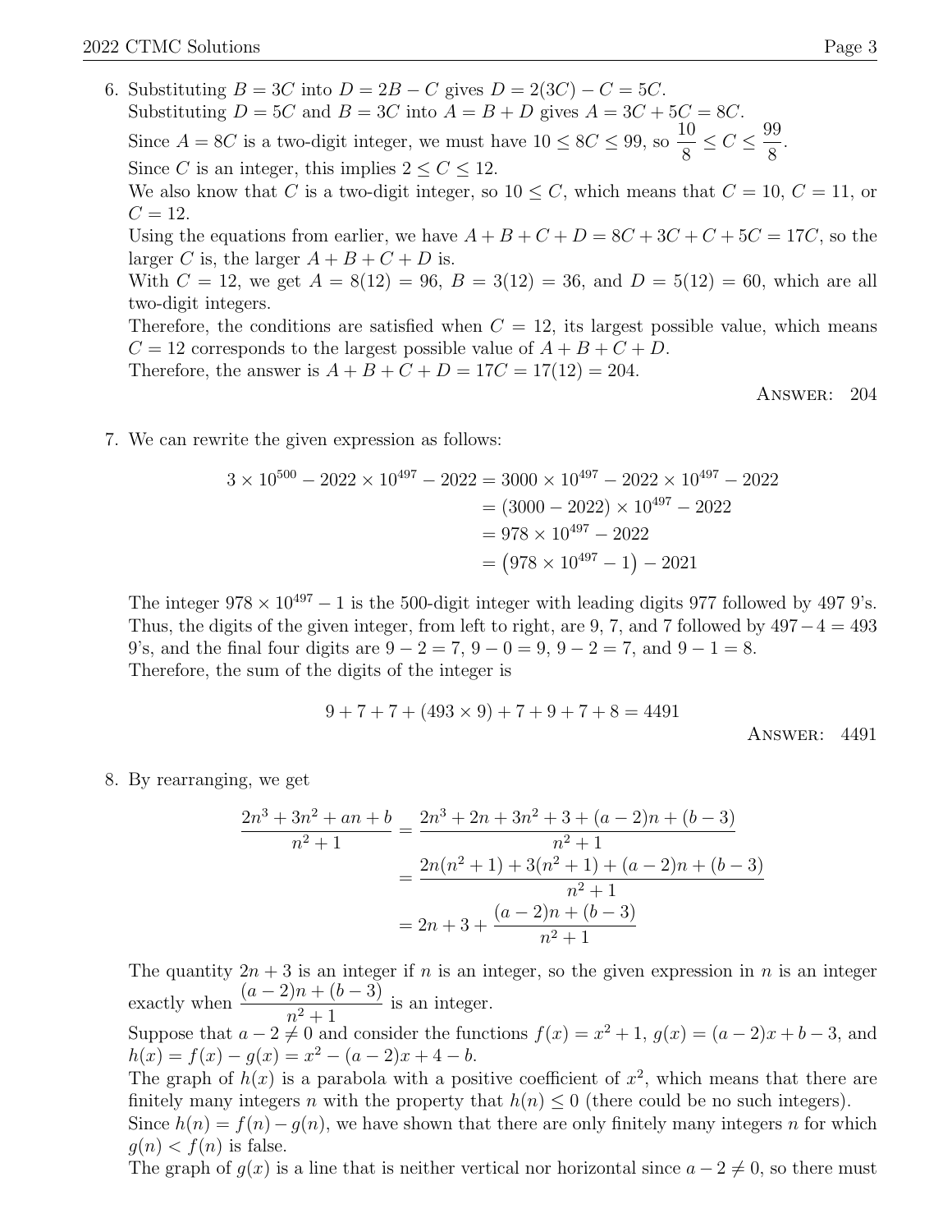6. Substituting $B = 3C$ into $D = 2B - C$ gives $D = 2(3C) - C = 5C$.
Substituting $D = 5C$ and $B = 3C$ into $A = B + D$ gives $A = 3C + 5C = 8C$.
Since $A = 8C$ is a two-digit integer, we must have $10 \leq 8C \leq 99$, so $\dfrac{10}{8} \leq C \leq \dfrac{99}{8}$.
Since $C$ is an integer, this implies $2 \leq C \leq 12$.
We also know that $C$ is a two-digit integer, so $10 \leq C$, which means that $C = 10$, $C = 11$, or $C = 12$.
Using the equations from earlier, we have $A + B + C + D = 8C + 3C + C + 5C = 17C$, so the larger $C$ is, the larger $A + B + C + D$ is.
With $C = 12$, we get $A = 8(12) = 96$, $B = 3(12) = 36$, and $D = 5(12) = 60$, which are all two-digit integers.
Therefore, the conditions are satisfied when $C = 12$, its largest possible value, which means $C = 12$ corresponds to the largest possible value of $A + B + C + D$.
Therefore, the answer is $A + B + C + D = 17C = 17(12) = 204$.

ANSWER: 204

7. We can rewrite the given expression as follows:

$$\begin{aligned}
3 \times 10^{500} - 2022 \times 10^{497} - 2022 &= 3000 \times 10^{497} - 2022 \times 10^{497} - 2022 \\
&= (3000 - 2022) \times 10^{497} - 2022 \\
&= 978 \times 10^{497} - 2022 \\
&= \left(978 \times 10^{497} - 1\right) - 2021
\end{aligned}$$

The integer $978 \times 10^{497} - 1$ is the 500-digit integer with leading digits 977 followed by 497 9's.
Thus, the digits of the given integer, from left to right, are 9, 7, and 7 followed by $497 - 4 = 493$ 9's, and the final four digits are $9 - 2 = 7$, $9 - 0 = 9$, $9 - 2 = 7$, and $9 - 1 = 8$.
Therefore, the sum of the digits of the integer is

$$9 + 7 + 7 + (493 \times 9) + 7 + 9 + 7 + 8 = 4491$$

ANSWER: 4491

8. By rearranging, we get

$$\begin{aligned}
\frac{2n^3 + 3n^2 + an + b}{n^2 + 1} &= \frac{2n^3 + 2n + 3n^2 + 3 + (a-2)n + (b-3)}{n^2 + 1} \\
&= \frac{2n(n^2 + 1) + 3(n^2 + 1) + (a-2)n + (b-3)}{n^2 + 1} \\
&= 2n + 3 + \frac{(a-2)n + (b-3)}{n^2 + 1}
\end{aligned}$$

The quantity $2n + 3$ is an integer if $n$ is an integer, so the given expression in $n$ is an integer exactly when $\dfrac{(a-2)n + (b-3)}{n^2 + 1}$ is an integer.
Suppose that $a - 2 \neq 0$ and consider the functions $f(x) = x^2 + 1$, $g(x) = (a-2)x + b - 3$, and $h(x) = f(x) - g(x) = x^2 - (a-2)x + 4 - b$.
The graph of $h(x)$ is a parabola with a positive coefficient of $x^2$, which means that there are finitely many integers $n$ with the property that $h(n) \leq 0$ (there could be no such integers).
Since $h(n) = f(n) - g(n)$, we have shown that there are only finitely many integers $n$ for which $g(n) < f(n)$ is false.
The graph of $g(x)$ is a line that is neither vertical nor horizontal since $a - 2 \neq 0$, so there must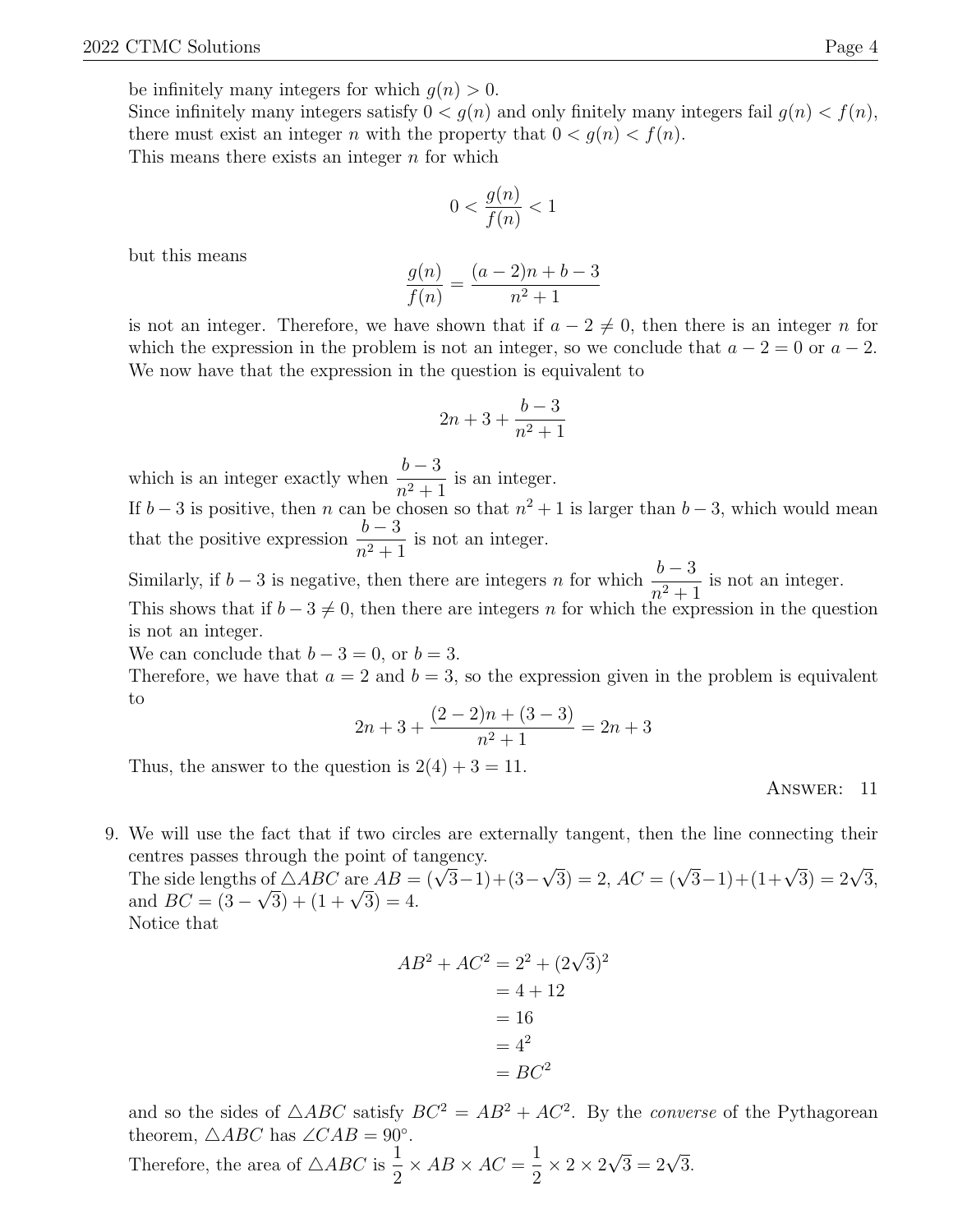be infinitely many integers for which $g(n) > 0$.
Since infinitely many integers satisfy $0 < g(n)$ and only finitely many integers fail $g(n) < f(n)$, there must exist an integer $n$ with the property that $0 < g(n) < f(n)$.
This means there exists an integer $n$ for which

$$0 < \frac{g(n)}{f(n)} < 1$$

but this means

$$\frac{g(n)}{f(n)} = \frac{(a-2)n + b - 3}{n^2 + 1}$$

is not an integer. Therefore, we have shown that if $a - 2 \neq 0$, then there is an integer $n$ for which the expression in the problem is not an integer, so we conclude that $a - 2 = 0$ or $a - 2$.
We now have that the expression in the question is equivalent to

$$2n + 3 + \frac{b-3}{n^2+1}$$

which is an integer exactly when $\dfrac{b-3}{n^2+1}$ is an integer.
If $b - 3$ is positive, then $n$ can be chosen so that $n^2 + 1$ is larger than $b - 3$, which would mean that the positive expression $\dfrac{b-3}{n^2+1}$ is not an integer.
Similarly, if $b - 3$ is negative, then there are integers $n$ for which $\dfrac{b-3}{n^2+1}$ is not an integer.
This shows that if $b - 3 \neq 0$, then there are integers $n$ for which the expression in the question is not an integer.
We can conclude that $b - 3 = 0$, or $b = 3$.
Therefore, we have that $a = 2$ and $b = 3$, so the expression given in the problem is equivalent to

$$2n + 3 + \frac{(2-2)n + (3-3)}{n^2+1} = 2n + 3$$

Thus, the answer to the question is $2(4) + 3 = 11$.

ANSWER: 11

9. We will use the fact that if two circles are externally tangent, then the line connecting their centres passes through the point of tangency.
The side lengths of $\triangle ABC$ are $AB = (\sqrt{3}-1)+(3-\sqrt{3}) = 2$, $AC = (\sqrt{3}-1)+(1+\sqrt{3}) = 2\sqrt{3}$, and $BC = (3-\sqrt{3}) + (1+\sqrt{3}) = 4$.
Notice that

$$\begin{aligned} AB^2 + AC^2 &= 2^2 + (2\sqrt{3})^2 \\ &= 4 + 12 \\ &= 16 \\ &= 4^2 \\ &= BC^2 \end{aligned}$$

and so the sides of $\triangle ABC$ satisfy $BC^2 = AB^2 + AC^2$. By the *converse* of the Pythagorean theorem, $\triangle ABC$ has $\angle CAB = 90^\circ$.
Therefore, the area of $\triangle ABC$ is $\dfrac{1}{2} \times AB \times AC = \dfrac{1}{2} \times 2 \times 2\sqrt{3} = 2\sqrt{3}$.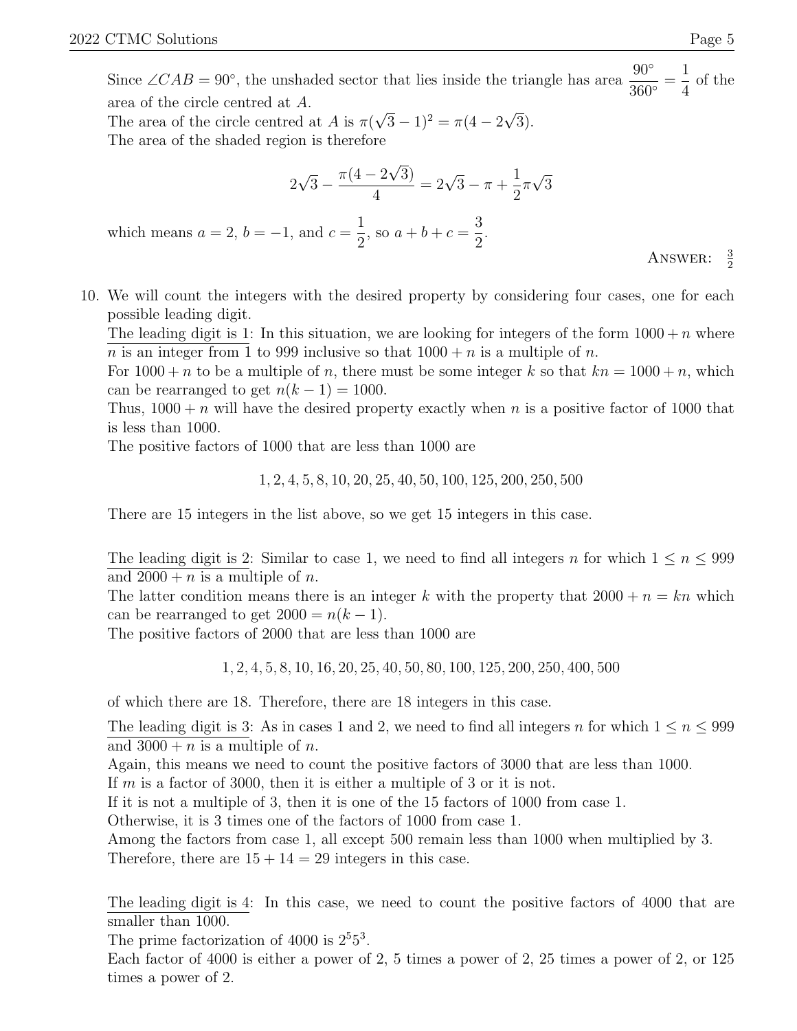Since $\angle CAB = 90^\circ$, the unshaded sector that lies inside the triangle has area $\dfrac{90^\circ}{360^\circ} = \dfrac{1}{4}$ of the area of the circle centred at $A$.
The area of the circle centred at $A$ is $\pi(\sqrt{3}-1)^2 = \pi(4-2\sqrt{3})$.
The area of the shaded region is therefore

$$2\sqrt{3} - \frac{\pi(4-2\sqrt{3})}{4} = 2\sqrt{3} - \pi + \frac{1}{2}\pi\sqrt{3}$$

which means $a = 2$, $b = -1$, and $c = \dfrac{1}{2}$, so $a+b+c = \dfrac{3}{2}$.

ANSWER: $\frac{3}{2}$

10. We will count the integers with the desired property by considering four cases, one for each possible leading digit.

The leading digit is 1: In this situation, we are looking for integers of the form $1000+n$ where $n$ is an integer from 1 to 999 inclusive so that $1000+n$ is a multiple of $n$.
For $1000+n$ to be a multiple of $n$, there must be some integer $k$ so that $kn = 1000+n$, which can be rearranged to get $n(k-1) = 1000$.
Thus, $1000+n$ will have the desired property exactly when $n$ is a positive factor of 1000 that is less than 1000.
The positive factors of 1000 that are less than 1000 are

$$1, 2, 4, 5, 8, 10, 20, 25, 40, 50, 100, 125, 200, 250, 500$$

There are 15 integers in the list above, so we get 15 integers in this case.

The leading digit is 2: Similar to case 1, we need to find all integers $n$ for which $1 \leq n \leq 999$ and $2000+n$ is a multiple of $n$.
The latter condition means there is an integer $k$ with the property that $2000+n = kn$ which can be rearranged to get $2000 = n(k-1)$.
The positive factors of 2000 that are less than 1000 are

$$1, 2, 4, 5, 8, 10, 16, 20, 25, 40, 50, 80, 100, 125, 200, 250, 400, 500$$

of which there are 18. Therefore, there are 18 integers in this case.

The leading digit is 3: As in cases 1 and 2, we need to find all integers $n$ for which $1 \leq n \leq 999$ and $3000+n$ is a multiple of $n$.
Again, this means we need to count the positive factors of 3000 that are less than 1000.
If $m$ is a factor of 3000, then it is either a multiple of 3 or it is not.
If it is not a multiple of 3, then it is one of the 15 factors of 1000 from case 1.
Otherwise, it is 3 times one of the factors of 1000 from case 1.
Among the factors from case 1, all except 500 remain less than 1000 when multiplied by 3.
Therefore, there are $15+14 = 29$ integers in this case.

The leading digit is 4: In this case, we need to count the positive factors of 4000 that are smaller than 1000.
The prime factorization of 4000 is $2^5 5^3$.
Each factor of 4000 is either a power of 2, 5 times a power of 2, 25 times a power of 2, or 125 times a power of 2.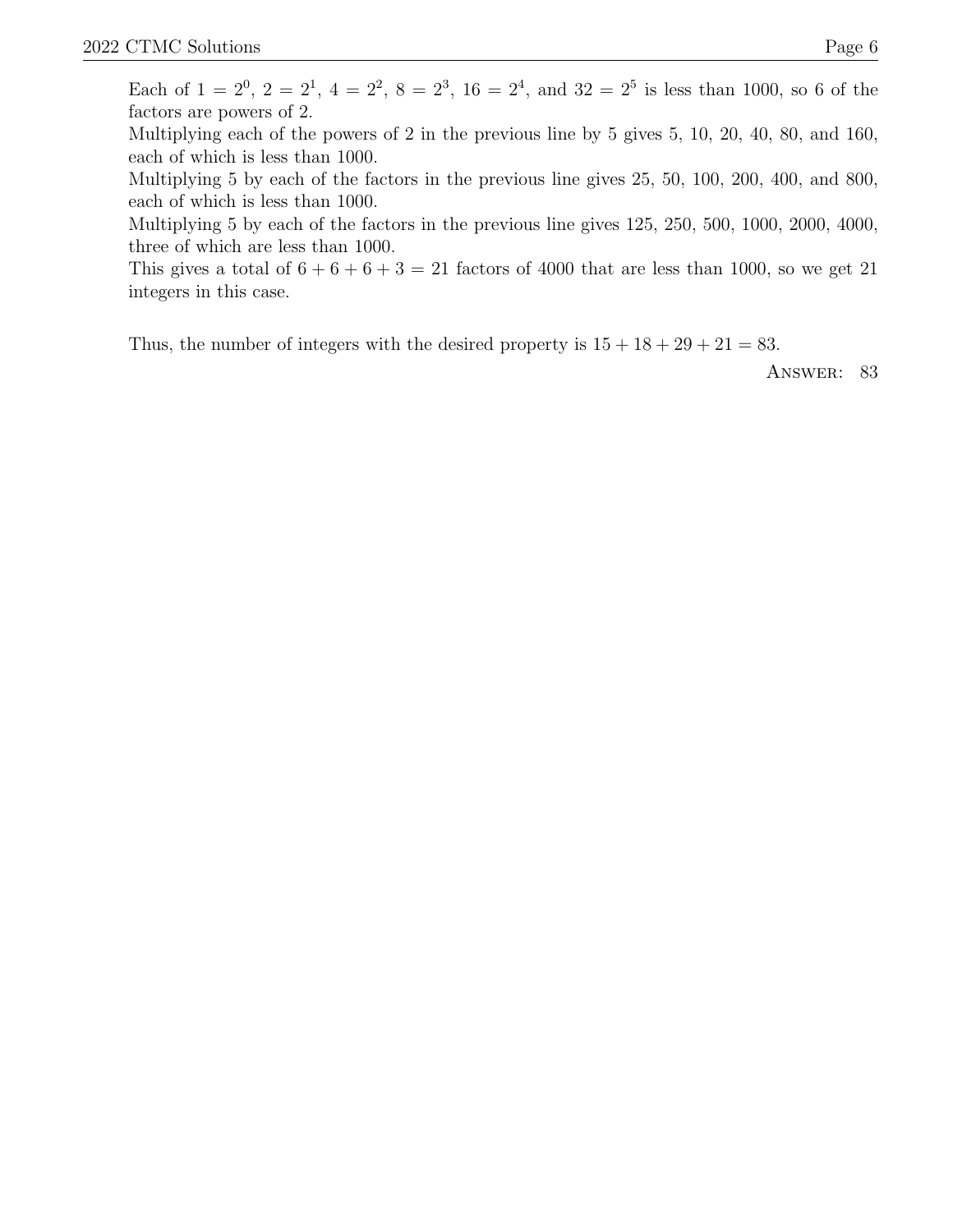Each of $1 = 2^0$, $2 = 2^1$, $4 = 2^2$, $8 = 2^3$, $16 = 2^4$, and $32 = 2^5$ is less than 1000, so 6 of the factors are powers of 2.
Multiplying each of the powers of 2 in the previous line by 5 gives 5, 10, 20, 40, 80, and 160, each of which is less than 1000.
Multiplying 5 by each of the factors in the previous line gives 25, 50, 100, 200, 400, and 800, each of which is less than 1000.
Multiplying 5 by each of the factors in the previous line gives 125, 250, 500, 1000, 2000, 4000, three of which are less than 1000.
This gives a total of $6 + 6 + 6 + 3 = 21$ factors of 4000 that are less than 1000, so we get 21 integers in this case.

Thus, the number of integers with the desired property is $15 + 18 + 29 + 21 = 83$.

Answer: 83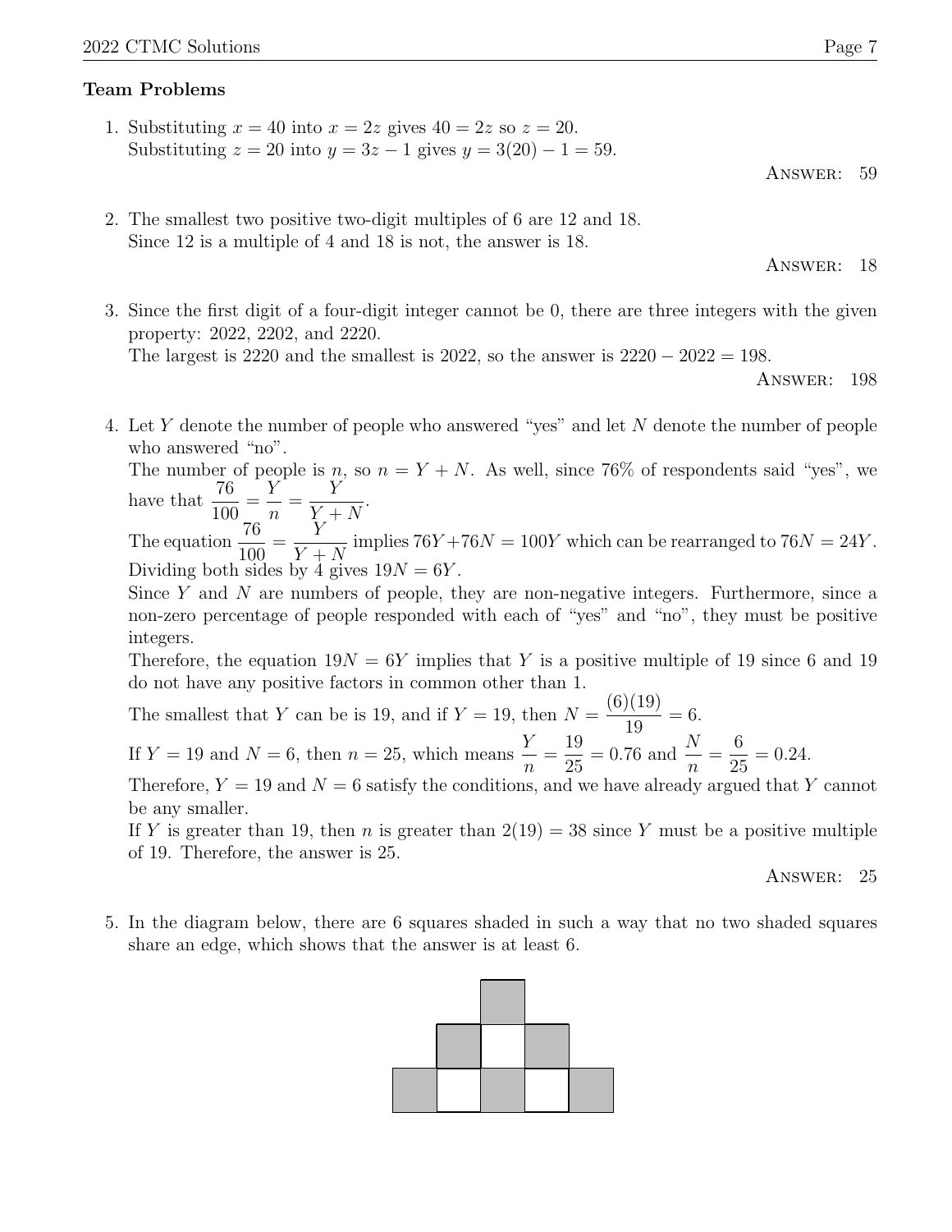## Team Problems

1. Substituting $x = 40$ into $x = 2z$ gives $40 = 2z$ so $z = 20$.
   Substituting $z = 20$ into $y = 3z - 1$ gives $y = 3(20) - 1 = 59$.

   ANSWER: 59

2. The smallest two positive two-digit multiples of 6 are 12 and 18.
   Since 12 is a multiple of 4 and 18 is not, the answer is 18.

   ANSWER: 18

3. Since the first digit of a four-digit integer cannot be 0, there are three integers with the given property: 2022, 2202, and 2220.
   The largest is 2220 and the smallest is 2022, so the answer is $2220 - 2022 = 198$.

   ANSWER: 198

4. Let $Y$ denote the number of people who answered "yes" and let $N$ denote the number of people who answered "no".
   The number of people is $n$, so $n = Y + N$. As well, since 76% of respondents said "yes", we have that $\frac{76}{100} = \frac{Y}{n} = \frac{Y}{Y + N}$.
   The equation $\frac{76}{100} = \frac{Y}{Y+N}$ implies $76Y + 76N = 100Y$ which can be rearranged to $76N = 24Y$.
   Dividing both sides by 4 gives $19N = 6Y$.
   Since $Y$ and $N$ are numbers of people, they are non-negative integers. Furthermore, since a non-zero percentage of people responded with each of "yes" and "no", they must be positive integers.
   Therefore, the equation $19N = 6Y$ implies that $Y$ is a positive multiple of 19 since 6 and 19 do not have any positive factors in common other than 1.
   The smallest that $Y$ can be is 19, and if $Y = 19$, then $N = \frac{(6)(19)}{19} = 6$.
   If $Y = 19$ and $N = 6$, then $n = 25$, which means $\frac{Y}{n} = \frac{19}{25} = 0.76$ and $\frac{N}{n} = \frac{6}{25} = 0.24$.
   Therefore, $Y = 19$ and $N = 6$ satisfy the conditions, and we have already argued that $Y$ cannot be any smaller.
   If $Y$ is greater than 19, then $n$ is greater than $2(19) = 38$ since $Y$ must be a positive multiple of 19. Therefore, the answer is 25.

   ANSWER: 25

5. In the diagram below, there are 6 squares shaded in such a way that no two shaded squares share an edge, which shows that the answer is at least 6.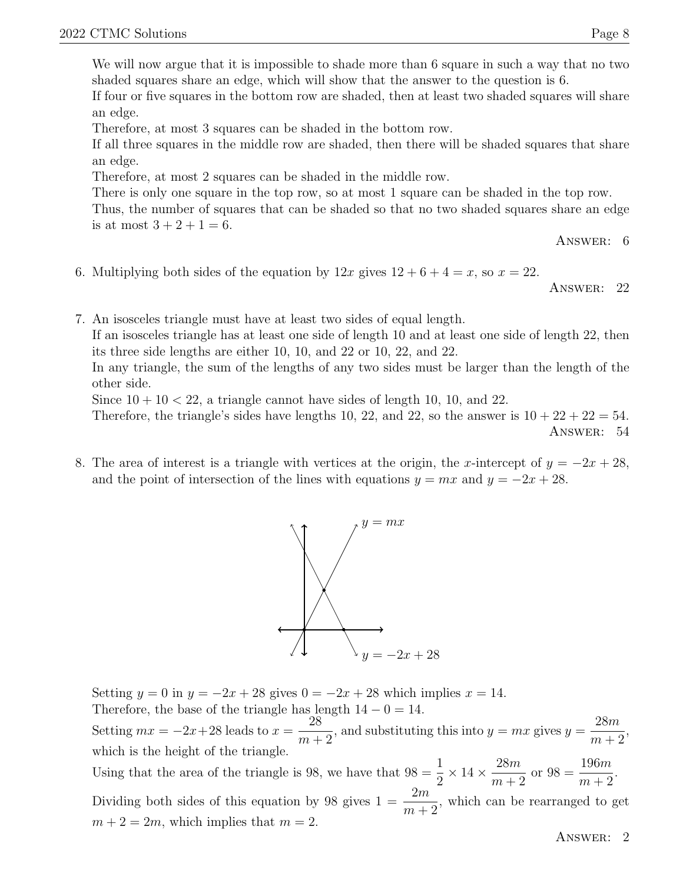We will now argue that it is impossible to shade more than 6 square in such a way that no two shaded squares share an edge, which will show that the answer to the question is 6.

If four or five squares in the bottom row are shaded, then at least two shaded squares will share an edge.

Therefore, at most 3 squares can be shaded in the bottom row.

If all three squares in the middle row are shaded, then there will be shaded squares that share an edge.

Therefore, at most 2 squares can be shaded in the middle row.

There is only one square in the top row, so at most 1 square can be shaded in the top row.

Thus, the number of squares that can be shaded so that no two shaded squares share an edge is at most $3 + 2 + 1 = 6$.

ANSWER: 6

6. Multiplying both sides of the equation by $12x$ gives $12 + 6 + 4 = x$, so $x = 22$.

ANSWER: 22

7. An isosceles triangle must have at least two sides of equal length.

If an isosceles triangle has at least one side of length 10 and at least one side of length 22, then its three side lengths are either 10, 10, and 22 or 10, 22, and 22.

In any triangle, the sum of the lengths of any two sides must be larger than the length of the other side.

Since $10 + 10 < 22$, a triangle cannot have sides of length 10, 10, and 22.

Therefore, the triangle's sides have lengths 10, 22, and 22, so the answer is $10 + 22 + 22 = 54$.

ANSWER: 54

8. The area of interest is a triangle with vertices at the origin, the $x$-intercept of $y = -2x + 28$, and the point of intersection of the lines with equations $y = mx$ and $y = -2x + 28$.

$y = mx$

$y = -2x + 28$

Setting $y = 0$ in $y = -2x + 28$ gives $0 = -2x + 28$ which implies $x = 14$.

Therefore, the base of the triangle has length $14 - 0 = 14$.

Setting $mx = -2x+28$ leads to $x = \dfrac{28}{m+2}$, and substituting this into $y = mx$ gives $y = \dfrac{28m}{m+2}$, which is the height of the triangle.

Using that the area of the triangle is 98, we have that $98 = \dfrac{1}{2} \times 14 \times \dfrac{28m}{m+2}$ or $98 = \dfrac{196m}{m+2}$.

Dividing both sides of this equation by 98 gives $1 = \dfrac{2m}{m+2}$, which can be rearranged to get $m + 2 = 2m$, which implies that $m = 2$.

ANSWER: 2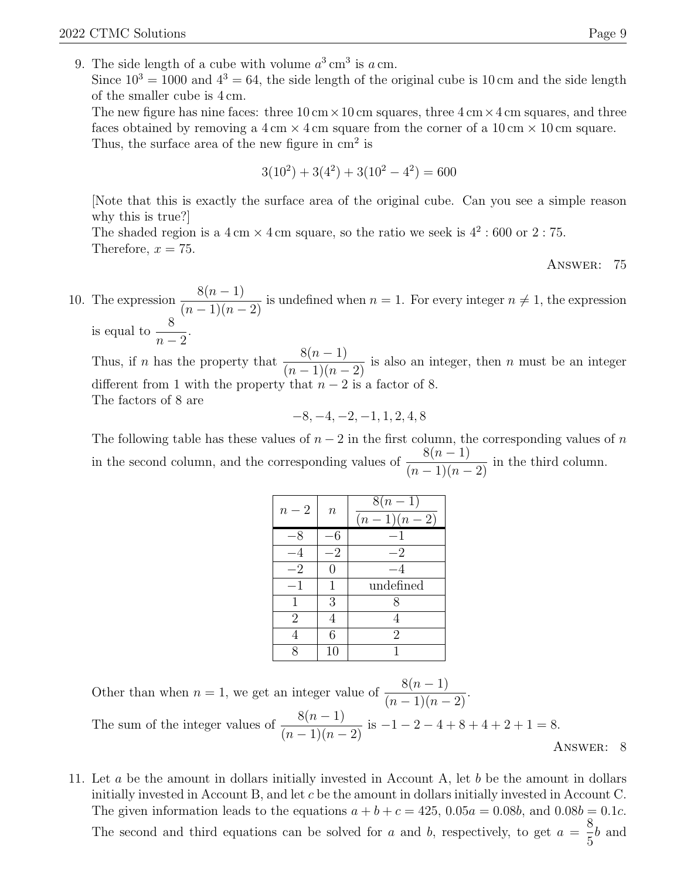9. The side length of a cube with volume $a^3\,\text{cm}^3$ is $a\,\text{cm}$.
Since $10^3 = 1000$ and $4^3 = 64$, the side length of the original cube is $10\,\text{cm}$ and the side length of the smaller cube is $4\,\text{cm}$.
The new figure has nine faces: three $10\,\text{cm} \times 10\,\text{cm}$ squares, three $4\,\text{cm} \times 4\,\text{cm}$ squares, and three faces obtained by removing a $4\,\text{cm} \times 4\,\text{cm}$ square from the corner of a $10\,\text{cm} \times 10\,\text{cm}$ square.
Thus, the surface area of the new figure in $\text{cm}^2$ is

$$3(10^2) + 3(4^2) + 3(10^2 - 4^2) = 600$$

[Note that this is exactly the surface area of the original cube. Can you see a simple reason why this is true?]
The shaded region is a $4\,\text{cm} \times 4\,\text{cm}$ square, so the ratio we seek is $4^2 : 600$ or $2 : 75$.
Therefore, $x = 75$.

ANSWER: 75

10. The expression $\dfrac{8(n-1)}{(n-1)(n-2)}$ is undefined when $n = 1$. For every integer $n \neq 1$, the expression is equal to $\dfrac{8}{n-2}$.
Thus, if $n$ has the property that $\dfrac{8(n-1)}{(n-1)(n-2)}$ is also an integer, then $n$ must be an integer different from 1 with the property that $n-2$ is a factor of 8.
The factors of 8 are

$$-8, -4, -2, -1, 1, 2, 4, 8$$

The following table has these values of $n-2$ in the first column, the corresponding values of $n$ in the second column, and the corresponding values of $\dfrac{8(n-1)}{(n-1)(n-2)}$ in the third column.

| $n-2$ | $n$ | $\dfrac{8(n-1)}{(n-1)(n-2)}$ |
|---|---|---|
| $-8$ | $-6$ | $-1$ |
| $-4$ | $-2$ | $-2$ |
| $-2$ | $0$ | $-4$ |
| $-1$ | $1$ | undefined |
| $1$ | $3$ | $8$ |
| $2$ | $4$ | $4$ |
| $4$ | $6$ | $2$ |
| $8$ | $10$ | $1$ |

Other than when $n = 1$, we get an integer value of $\dfrac{8(n-1)}{(n-1)(n-2)}$.
The sum of the integer values of $\dfrac{8(n-1)}{(n-1)(n-2)}$ is $-1 - 2 - 4 + 8 + 4 + 2 + 1 = 8$.

ANSWER: 8

11. Let $a$ be the amount in dollars initially invested in Account A, let $b$ be the amount in dollars initially invested in Account B, and let $c$ be the amount in dollars initially invested in Account C. The given information leads to the equations $a + b + c = 425$, $0.05a = 0.08b$, and $0.08b = 0.1c$. The second and third equations can be solved for $a$ and $b$, respectively, to get $a = \dfrac{8}{5}b$ and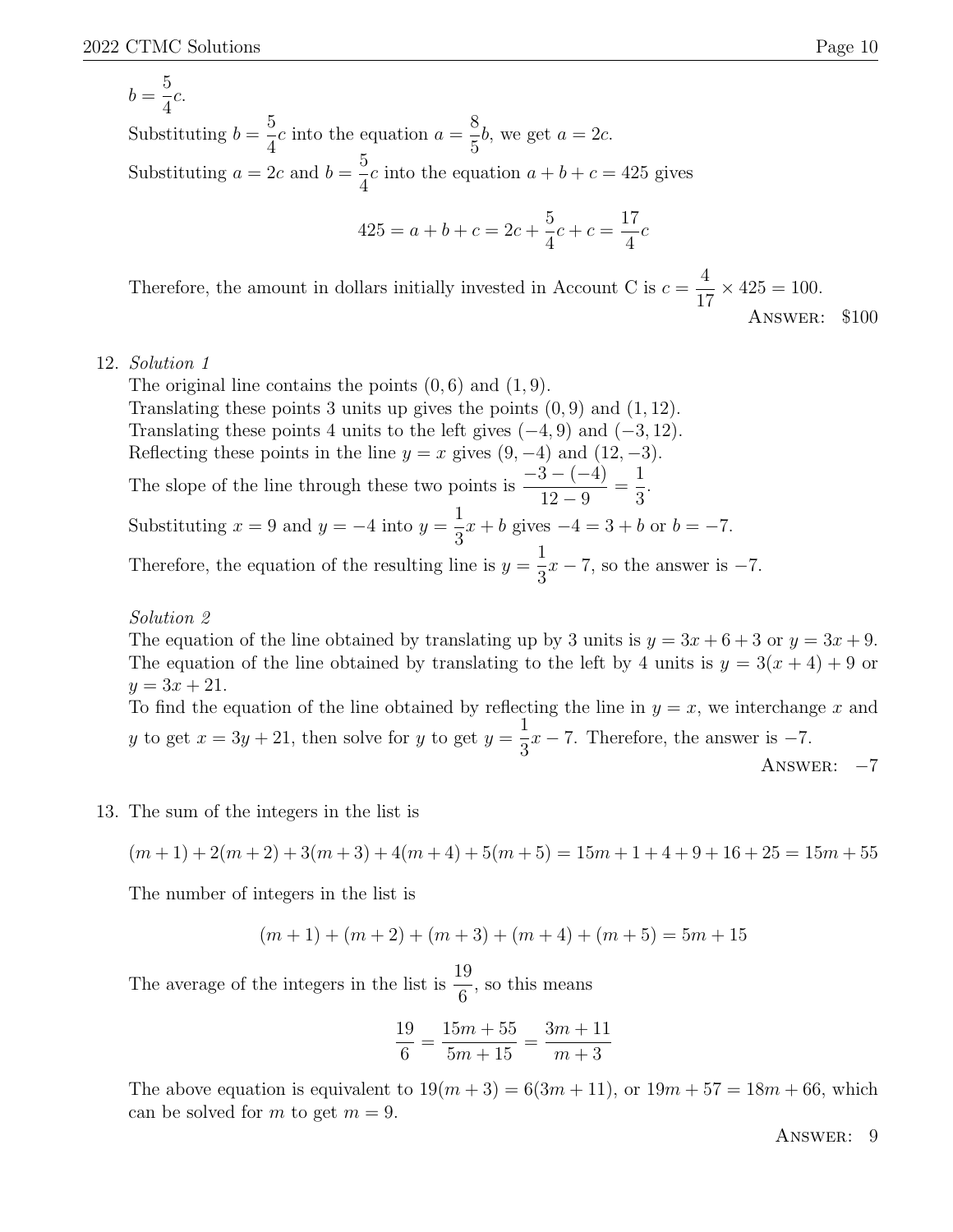$b = \frac{5}{4}c$.

Substituting $b = \frac{5}{4}c$ into the equation $a = \frac{8}{5}b$, we get $a = 2c$.

Substituting $a = 2c$ and $b = \frac{5}{4}c$ into the equation $a + b + c = 425$ gives

$$425 = a + b + c = 2c + \frac{5}{4}c + c = \frac{17}{4}c$$

Therefore, the amount in dollars initially invested in Account C is $c = \frac{4}{17} \times 425 = 100$.

ANSWER: $100

12. *Solution 1*

The original line contains the points $(0, 6)$ and $(1, 9)$.
Translating these points 3 units up gives the points $(0, 9)$ and $(1, 12)$.
Translating these points 4 units to the left gives $(-4, 9)$ and $(-3, 12)$.
Reflecting these points in the line $y = x$ gives $(9, -4)$ and $(12, -3)$.
The slope of the line through these two points is $\frac{-3 - (-4)}{12 - 9} = \frac{1}{3}$.
Substituting $x = 9$ and $y = -4$ into $y = \frac{1}{3}x + b$ gives $-4 = 3 + b$ or $b = -7$.
Therefore, the equation of the resulting line is $y = \frac{1}{3}x - 7$, so the answer is $-7$.

*Solution 2*

The equation of the line obtained by translating up by 3 units is $y = 3x + 6 + 3$ or $y = 3x + 9$.
The equation of the line obtained by translating to the left by 4 units is $y = 3(x + 4) + 9$ or $y = 3x + 21$.
To find the equation of the line obtained by reflecting the line in $y = x$, we interchange $x$ and $y$ to get $x = 3y + 21$, then solve for $y$ to get $y = \frac{1}{3}x - 7$. Therefore, the answer is $-7$.

ANSWER: $-7$

13. The sum of the integers in the list is

$$(m + 1) + 2(m + 2) + 3(m + 3) + 4(m + 4) + 5(m + 5) = 15m + 1 + 4 + 9 + 16 + 25 = 15m + 55$$

The number of integers in the list is

$$(m + 1) + (m + 2) + (m + 3) + (m + 4) + (m + 5) = 5m + 15$$

The average of the integers in the list is $\frac{19}{6}$, so this means

$$\frac{19}{6} = \frac{15m + 55}{5m + 15} = \frac{3m + 11}{m + 3}$$

The above equation is equivalent to $19(m + 3) = 6(3m + 11)$, or $19m + 57 = 18m + 66$, which can be solved for $m$ to get $m = 9$.

ANSWER: 9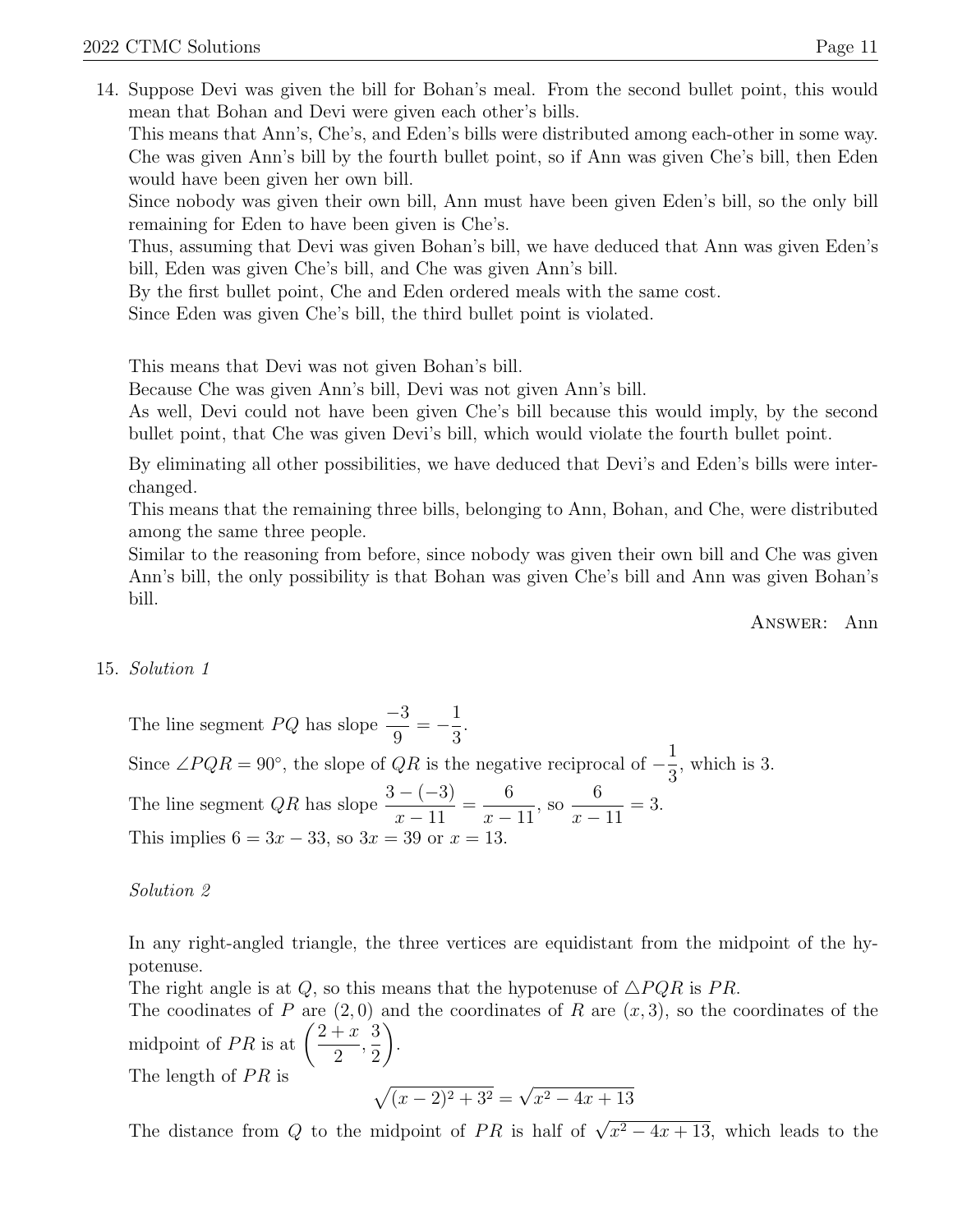14. Suppose Devi was given the bill for Bohan's meal. From the second bullet point, this would mean that Bohan and Devi were given each other's bills.
This means that Ann's, Che's, and Eden's bills were distributed among each-other in some way. Che was given Ann's bill by the fourth bullet point, so if Ann was given Che's bill, then Eden would have been given her own bill.
Since nobody was given their own bill, Ann must have been given Eden's bill, so the only bill remaining for Eden to have been given is Che's.
Thus, assuming that Devi was given Bohan's bill, we have deduced that Ann was given Eden's bill, Eden was given Che's bill, and Che was given Ann's bill.
By the first bullet point, Che and Eden ordered meals with the same cost.
Since Eden was given Che's bill, the third bullet point is violated.

This means that Devi was not given Bohan's bill.
Because Che was given Ann's bill, Devi was not given Ann's bill.
As well, Devi could not have been given Che's bill because this would imply, by the second bullet point, that Che was given Devi's bill, which would violate the fourth bullet point.

By eliminating all other possibilities, we have deduced that Devi's and Eden's bills were interchanged.
This means that the remaining three bills, belonging to Ann, Bohan, and Che, were distributed among the same three people.
Similar to the reasoning from before, since nobody was given their own bill and Che was given Ann's bill, the only possibility is that Bohan was given Che's bill and Ann was given Bohan's bill.

Answer: Ann

15. *Solution 1*

The line segment $PQ$ has slope $\frac{-3}{9} = -\frac{1}{3}$.
Since $\angle PQR = 90^\circ$, the slope of $QR$ is the negative reciprocal of $-\frac{1}{3}$, which is 3.
The line segment $QR$ has slope $\frac{3-(-3)}{x-11} = \frac{6}{x-11}$, so $\frac{6}{x-11} = 3$.
This implies $6 = 3x - 33$, so $3x = 39$ or $x = 13$.

*Solution 2*

In any right-angled triangle, the three vertices are equidistant from the midpoint of the hypotenuse.
The right angle is at $Q$, so this means that the hypotenuse of $\triangle PQR$ is $PR$.
The coodinates of $P$ are $(2,0)$ and the coordinates of $R$ are $(x,3)$, so the coordinates of the midpoint of $PR$ is at $\left(\frac{2+x}{2}, \frac{3}{2}\right)$.
The length of $PR$ is

$$\sqrt{(x-2)^2 + 3^2} = \sqrt{x^2 - 4x + 13}$$

The distance from $Q$ to the midpoint of $PR$ is half of $\sqrt{x^2 - 4x + 13}$, which leads to the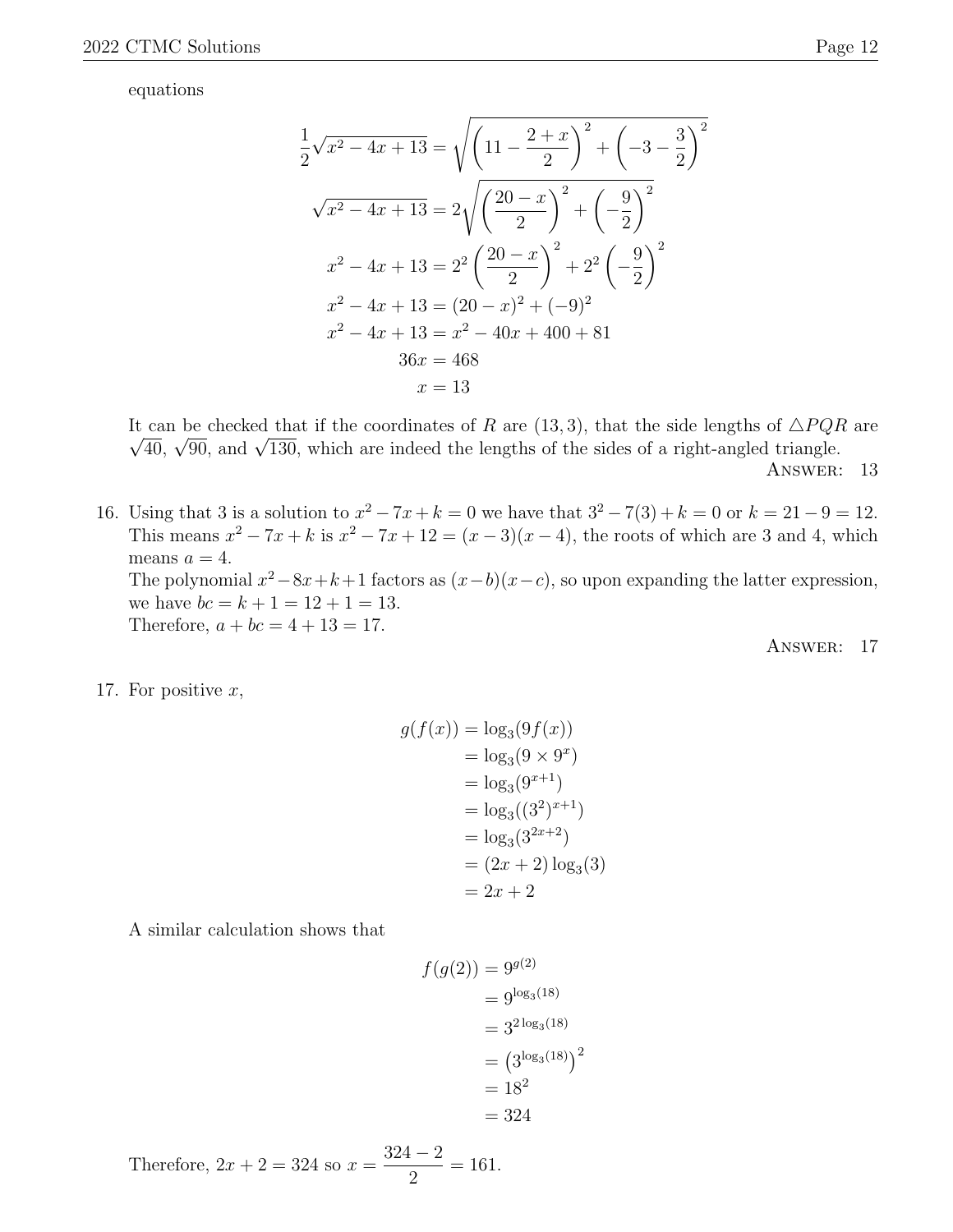equations

$$
\begin{aligned}
\frac{1}{2}\sqrt{x^2-4x+13} &= \sqrt{\left(11-\frac{2+x}{2}\right)^2+\left(-3-\frac{3}{2}\right)^2} \\
\sqrt{x^2-4x+13} &= 2\sqrt{\left(\frac{20-x}{2}\right)^2+\left(-\frac{9}{2}\right)^2} \\
x^2-4x+13 &= 2^2\left(\frac{20-x}{2}\right)^2+2^2\left(-\frac{9}{2}\right)^2 \\
x^2-4x+13 &= (20-x)^2+(-9)^2 \\
x^2-4x+13 &= x^2-40x+400+81 \\
36x &= 468 \\
x &= 13
\end{aligned}
$$

It can be checked that if the coordinates of $R$ are $(13,3)$, that the side lengths of $\triangle PQR$ are $\sqrt{40}$, $\sqrt{90}$, and $\sqrt{130}$, which are indeed the lengths of the sides of a right-angled triangle.

ANSWER: 13

16. Using that 3 is a solution to $x^2-7x+k=0$ we have that $3^2-7(3)+k=0$ or $k=21-9=12$. This means $x^2-7x+k$ is $x^2-7x+12=(x-3)(x-4)$, the roots of which are 3 and 4, which means $a=4$.
The polynomial $x^2-8x+k+1$ factors as $(x-b)(x-c)$, so upon expanding the latter expression, we have $bc=k+1=12+1=13$.
Therefore, $a+bc=4+13=17$.

ANSWER: 17

17. For positive $x$,

$$
\begin{aligned}
g(f(x)) &= \log_3(9f(x)) \\
&= \log_3(9\times 9^x) \\
&= \log_3(9^{x+1}) \\
&= \log_3((3^2)^{x+1}) \\
&= \log_3(3^{2x+2}) \\
&= (2x+2)\log_3(3) \\
&= 2x+2
\end{aligned}
$$

A similar calculation shows that

$$
\begin{aligned}
f(g(2)) &= 9^{g(2)} \\
&= 9^{\log_3(18)} \\
&= 3^{2\log_3(18)} \\
&= \left(3^{\log_3(18)}\right)^2 \\
&= 18^2 \\
&= 324
\end{aligned}
$$

Therefore, $2x+2=324$ so $x=\dfrac{324-2}{2}=161$.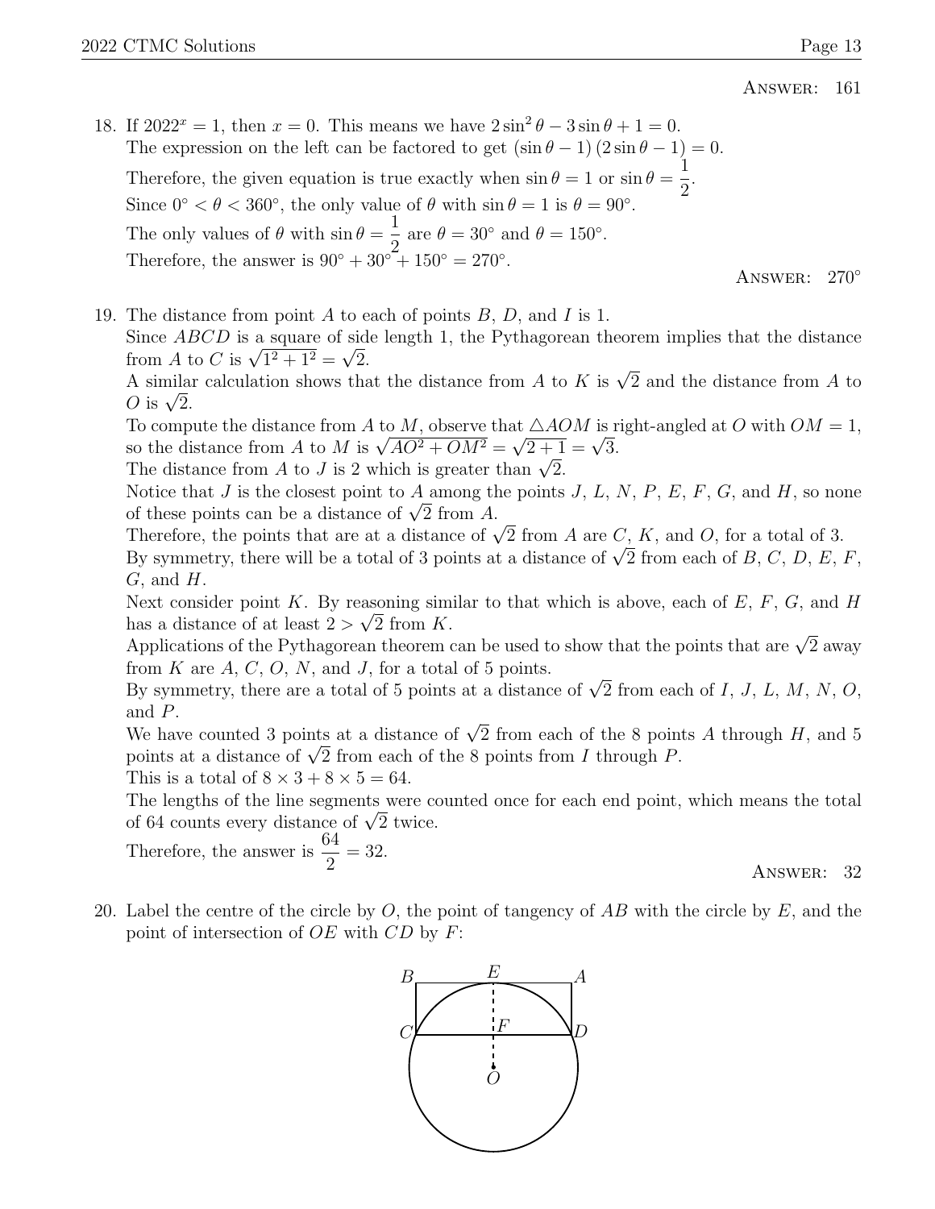Answer: 161

18. If $2022^x = 1$, then $x = 0$. This means we have $2\sin^2\theta - 3\sin\theta + 1 = 0$.
The expression on the left can be factored to get $(\sin\theta - 1)(2\sin\theta - 1) = 0$.
Therefore, the given equation is true exactly when $\sin\theta = 1$ or $\sin\theta = \dfrac{1}{2}$.
Since $0^\circ < \theta < 360^\circ$, the only value of $\theta$ with $\sin\theta = 1$ is $\theta = 90^\circ$.
The only values of $\theta$ with $\sin\theta = \dfrac{1}{2}$ are $\theta = 30^\circ$ and $\theta = 150^\circ$.
Therefore, the answer is $90^\circ + 30^\circ + 150^\circ = 270^\circ$.

Answer: $270^\circ$

19. The distance from point $A$ to each of points $B$, $D$, and $I$ is 1.
Since $ABCD$ is a square of side length 1, the Pythagorean theorem implies that the distance from $A$ to $C$ is $\sqrt{1^2 + 1^2} = \sqrt{2}$.
A similar calculation shows that the distance from $A$ to $K$ is $\sqrt{2}$ and the distance from $A$ to $O$ is $\sqrt{2}$.
To compute the distance from $A$ to $M$, observe that $\triangle AOM$ is right-angled at $O$ with $OM = 1$, so the distance from $A$ to $M$ is $\sqrt{AO^2 + OM^2} = \sqrt{2+1} = \sqrt{3}$.
The distance from $A$ to $J$ is 2 which is greater than $\sqrt{2}$.
Notice that $J$ is the closest point to $A$ among the points $J$, $L$, $N$, $P$, $E$, $F$, $G$, and $H$, so none of these points can be a distance of $\sqrt{2}$ from $A$.
Therefore, the points that are at a distance of $\sqrt{2}$ from $A$ are $C$, $K$, and $O$, for a total of 3.
By symmetry, there will be a total of 3 points at a distance of $\sqrt{2}$ from each of $B$, $C$, $D$, $E$, $F$, $G$, and $H$.
Next consider point $K$. By reasoning similar to that which is above, each of $E$, $F$, $G$, and $H$ has a distance of at least $2 > \sqrt{2}$ from $K$.
Applications of the Pythagorean theorem can be used to show that the points that are $\sqrt{2}$ away from $K$ are $A$, $C$, $O$, $N$, and $J$, for a total of 5 points.
By symmetry, there are a total of 5 points at a distance of $\sqrt{2}$ from each of $I$, $J$, $L$, $M$, $N$, $O$, and $P$.
We have counted 3 points at a distance of $\sqrt{2}$ from each of the 8 points $A$ through $H$, and 5 points at a distance of $\sqrt{2}$ from each of the 8 points from $I$ through $P$.
This is a total of $8 \times 3 + 8 \times 5 = 64$.
The lengths of the line segments were counted once for each end point, which means the total of 64 counts every distance of $\sqrt{2}$ twice.
Therefore, the answer is $\dfrac{64}{2} = 32$.

Answer: 32

20. Label the centre of the circle by $O$, the point of tangency of $AB$ with the circle by $E$, and the point of intersection of $OE$ with $CD$ by $F$:

B E A
C F D
O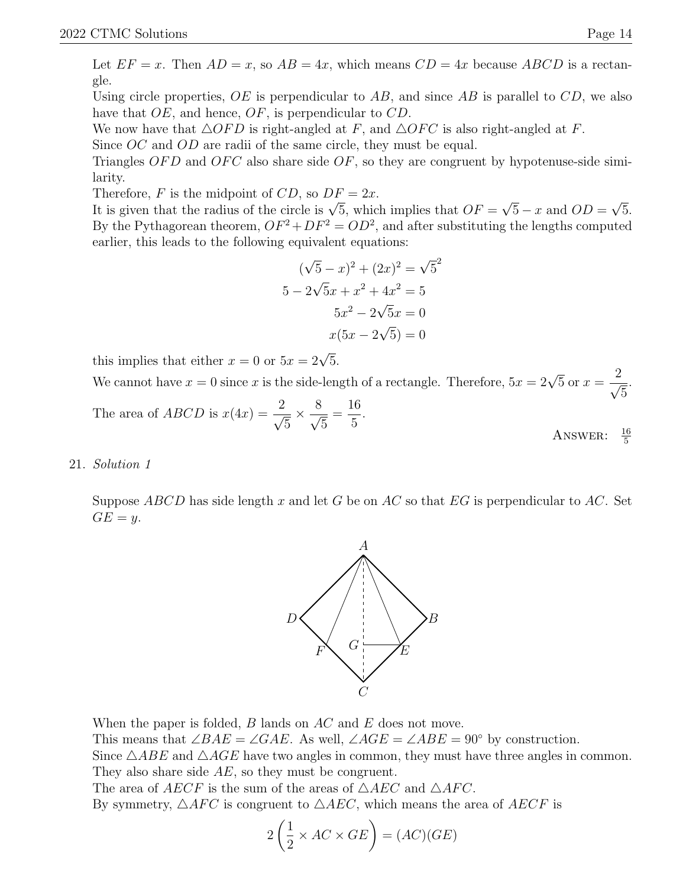Let $EF = x$. Then $AD = x$, so $AB = 4x$, which means $CD = 4x$ because $ABCD$ is a rectangle.

Using circle properties, $OE$ is perpendicular to $AB$, and since $AB$ is parallel to $CD$, we also have that $OE$, and hence, $OF$, is perpendicular to $CD$.

We now have that $\triangle OFD$ is right-angled at $F$, and $\triangle OFC$ is also right-angled at $F$.

Since $OC$ and $OD$ are radii of the same circle, they must be equal.

Triangles $OFD$ and $OFC$ also share side $OF$, so they are congruent by hypotenuse-side similarity.

Therefore, $F$ is the midpoint of $CD$, so $DF = 2x$.

It is given that the radius of the circle is $\sqrt{5}$, which implies that $OF = \sqrt{5} - x$ and $OD = \sqrt{5}$.

By the Pythagorean theorem, $OF^2 + DF^2 = OD^2$, and after substituting the lengths computed earlier, this leads to the following equivalent equations:

$$(\sqrt{5} - x)^2 + (2x)^2 = \sqrt{5}^2$$
$$5 - 2\sqrt{5}x + x^2 + 4x^2 = 5$$
$$5x^2 - 2\sqrt{5}x = 0$$
$$x(5x - 2\sqrt{5}) = 0$$

this implies that either $x = 0$ or $5x = 2\sqrt{5}$.

We cannot have $x = 0$ since $x$ is the side-length of a rectangle. Therefore, $5x = 2\sqrt{5}$ or $x = \dfrac{2}{\sqrt{5}}$.

The area of $ABCD$ is $x(4x) = \dfrac{2}{\sqrt{5}} \times \dfrac{8}{\sqrt{5}} = \dfrac{16}{5}$.

ANSWER: $\frac{16}{5}$

21. *Solution 1*

Suppose $ABCD$ has side length $x$ and let $G$ be on $AC$ so that $EG$ is perpendicular to $AC$. Set $GE = y$.

When the paper is folded, $B$ lands on $AC$ and $E$ does not move.

This means that $\angle BAE = \angle GAE$. As well, $\angle AGE = \angle ABE = 90°$ by construction.

Since $\triangle ABE$ and $\triangle AGE$ have two angles in common, they must have three angles in common. They also share side $AE$, so they must be congruent.

The area of $AECF$ is the sum of the areas of $\triangle AEC$ and $\triangle AFC$.

By symmetry, $\triangle AFC$ is congruent to $\triangle AEC$, which means the area of $AECF$ is

$$2\left(\frac{1}{2} \times AC \times GE\right) = (AC)(GE)$$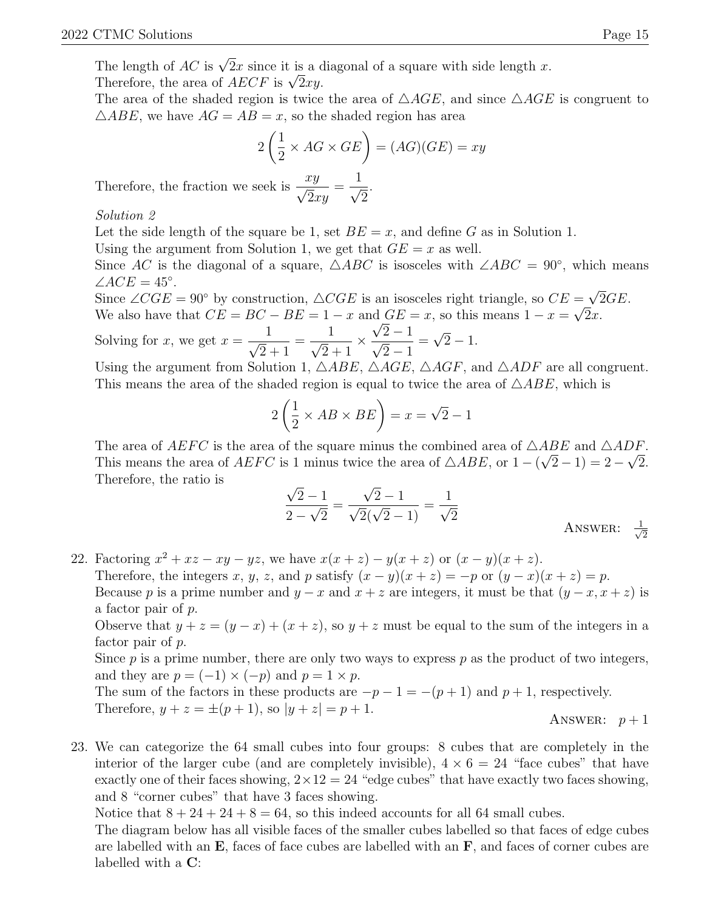The length of $AC$ is $\sqrt{2}x$ since it is a diagonal of a square with side length $x$.
Therefore, the area of $AECF$ is $\sqrt{2}xy$.
The area of the shaded region is twice the area of $\triangle AGE$, and since $\triangle AGE$ is congruent to $\triangle ABE$, we have $AG = AB = x$, so the shaded region has area

$$2\left(\frac{1}{2} \times AG \times GE\right) = (AG)(GE) = xy$$

Therefore, the fraction we seek is $\dfrac{xy}{\sqrt{2}xy} = \dfrac{1}{\sqrt{2}}$.

*Solution 2*

Let the side length of the square be 1, set $BE = x$, and define $G$ as in Solution 1.
Using the argument from Solution 1, we get that $GE = x$ as well.
Since $AC$ is the diagonal of a square, $\triangle ABC$ is isosceles with $\angle ABC = 90^\circ$, which means $\angle ACE = 45^\circ$.
Since $\angle CGE = 90^\circ$ by construction, $\triangle CGE$ is an isosceles right triangle, so $CE = \sqrt{2}GE$.
We also have that $CE = BC - BE = 1 - x$ and $GE = x$, so this means $1 - x = \sqrt{2}x$.
Solving for $x$, we get $x = \dfrac{1}{\sqrt{2}+1} = \dfrac{1}{\sqrt{2}+1} \times \dfrac{\sqrt{2}-1}{\sqrt{2}-1} = \sqrt{2} - 1$.
Using the argument from Solution 1, $\triangle ABE$, $\triangle AGE$, $\triangle AGF$, and $\triangle ADF$ are all congruent.
This means the area of the shaded region is equal to twice the area of $\triangle ABE$, which is

$$2\left(\frac{1}{2} \times AB \times BE\right) = x = \sqrt{2} - 1$$

The area of $AEFC$ is the area of the square minus the combined area of $\triangle ABE$ and $\triangle ADF$.
This means the area of $AEFC$ is 1 minus twice the area of $\triangle ABE$, or $1 - (\sqrt{2} - 1) = 2 - \sqrt{2}$.
Therefore, the ratio is

$$\frac{\sqrt{2}-1}{2-\sqrt{2}} = \frac{\sqrt{2}-1}{\sqrt{2}(\sqrt{2}-1)} = \frac{1}{\sqrt{2}}$$

ANSWER: $\frac{1}{\sqrt{2}}$

22. Factoring $x^2 + xz - xy - yz$, we have $x(x+z) - y(x+z)$ or $(x-y)(x+z)$.
Therefore, the integers $x$, $y$, $z$, and $p$ satisfy $(x-y)(x+z) = -p$ or $(y-x)(x+z) = p$.
Because $p$ is a prime number and $y - x$ and $x + z$ are integers, it must be that $(y - x, x + z)$ is a factor pair of $p$.
Observe that $y + z = (y - x) + (x + z)$, so $y + z$ must be equal to the sum of the integers in a factor pair of $p$.
Since $p$ is a prime number, there are only two ways to express $p$ as the product of two integers, and they are $p = (-1) \times (-p)$ and $p = 1 \times p$.
The sum of the factors in these products are $-p - 1 = -(p+1)$ and $p + 1$, respectively.
Therefore, $y + z = \pm(p+1)$, so $|y + z| = p + 1$.

ANSWER: $p + 1$

23. We can categorize the 64 small cubes into four groups: 8 cubes that are completely in the interior of the larger cube (and are completely invisible), $4 \times 6 = 24$ "face cubes" that have exactly one of their faces showing, $2 \times 12 = 24$ "edge cubes" that have exactly two faces showing, and 8 "corner cubes" that have 3 faces showing.
Notice that $8 + 24 + 24 + 8 = 64$, so this indeed accounts for all 64 small cubes.
The diagram below has all visible faces of the smaller cubes labelled so that faces of edge cubes are labelled with an **E**, faces of face cubes are labelled with an **F**, and faces of corner cubes are labelled with a **C**: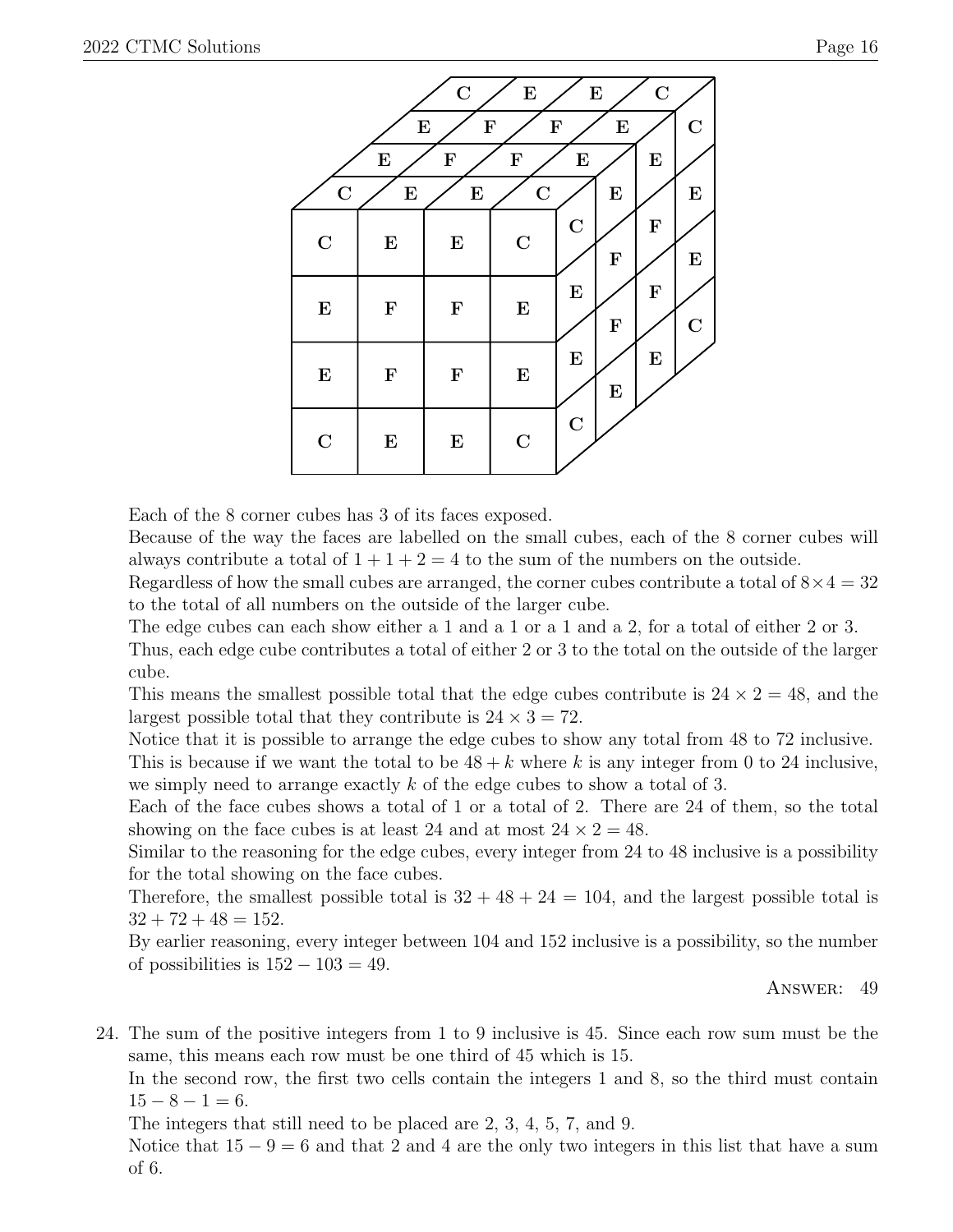Each of the 8 corner cubes has 3 of its faces exposed.

Because of the way the faces are labelled on the small cubes, each of the 8 corner cubes will always contribute a total of $1 + 1 + 2 = 4$ to the sum of the numbers on the outside.

Regardless of how the small cubes are arranged, the corner cubes contribute a total of $8 \times 4 = 32$ to the total of all numbers on the outside of the larger cube.

The edge cubes can each show either a 1 and a 1 or a 1 and a 2, for a total of either 2 or 3.

Thus, each edge cube contributes a total of either 2 or 3 to the total on the outside of the larger cube.

This means the smallest possible total that the edge cubes contribute is $24 \times 2 = 48$, and the largest possible total that they contribute is $24 \times 3 = 72$.

Notice that it is possible to arrange the edge cubes to show any total from 48 to 72 inclusive.

This is because if we want the total to be $48 + k$ where $k$ is any integer from 0 to 24 inclusive, we simply need to arrange exactly $k$ of the edge cubes to show a total of 3.

Each of the face cubes shows a total of 1 or a total of 2. There are 24 of them, so the total showing on the face cubes is at least 24 and at most $24 \times 2 = 48$.

Similar to the reasoning for the edge cubes, every integer from 24 to 48 inclusive is a possibility for the total showing on the face cubes.

Therefore, the smallest possible total is $32 + 48 + 24 = 104$, and the largest possible total is $32 + 72 + 48 = 152$.

By earlier reasoning, every integer between 104 and 152 inclusive is a possibility, so the number of possibilities is $152 - 103 = 49$.

ANSWER: 49

24. The sum of the positive integers from 1 to 9 inclusive is 45. Since each row sum must be the same, this means each row must be one third of 45 which is 15.

In the second row, the first two cells contain the integers 1 and 8, so the third must contain $15 - 8 - 1 = 6$.

The integers that still need to be placed are 2, 3, 4, 5, 7, and 9.

Notice that $15 - 9 = 6$ and that 2 and 4 are the only two integers in this list that have a sum of 6.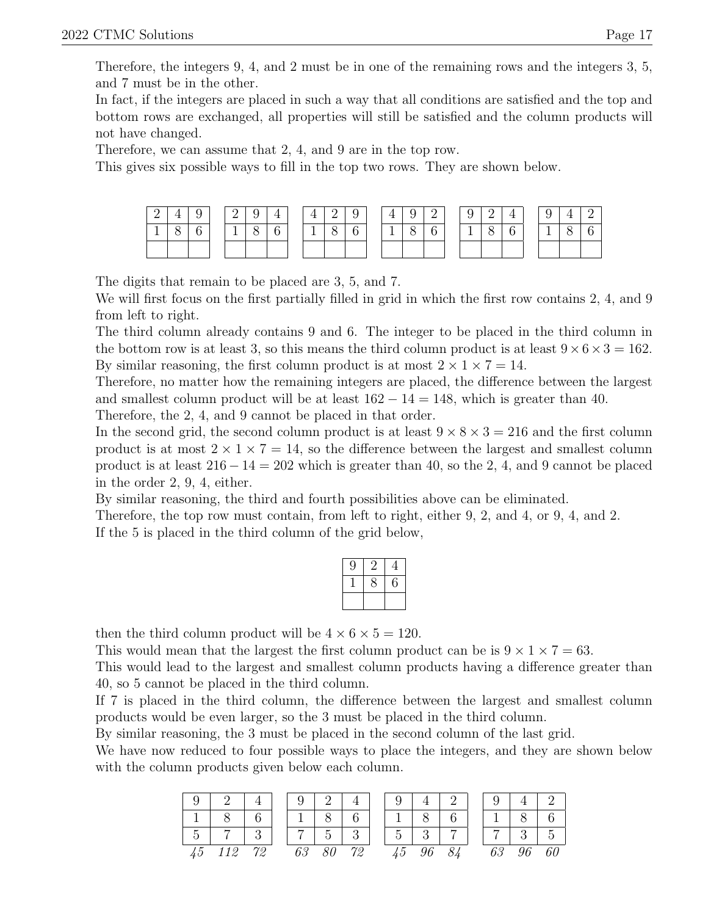Therefore, the integers 9, 4, and 2 must be in one of the remaining rows and the integers 3, 5, and 7 must be in the other.

In fact, if the integers are placed in such a way that all conditions are satisfied and the top and bottom rows are exchanged, all properties will still be satisfied and the column products will not have changed.

Therefore, we can assume that 2, 4, and 9 are in the top row.

This gives six possible ways to fill in the top two rows. They are shown below.

| | | |
|---|---|---|
| 2 | 4 | 9 |
| 1 | 8 | 6 |
| | | |

| | | |
|---|---|---|
| 2 | 9 | 4 |
| 1 | 8 | 6 |
| | | |

| | | |
|---|---|---|
| 4 | 2 | 9 |
| 1 | 8 | 6 |
| | | |

| | | |
|---|---|---|
| 4 | 9 | 2 |
| 1 | 8 | 6 |
| | | |

| | | |
|---|---|---|
| 9 | 2 | 4 |
| 1 | 8 | 6 |
| | | |

| | | |
|---|---|---|
| 9 | 4 | 2 |
| 1 | 8 | 6 |
| | | |

The digits that remain to be placed are 3, 5, and 7.

We will first focus on the first partially filled in grid in which the first row contains 2, 4, and 9 from left to right.

The third column already contains 9 and 6. The integer to be placed in the third column in the bottom row is at least 3, so this means the third column product is at least $9 \times 6 \times 3 = 162$. By similar reasoning, the first column product is at most $2 \times 1 \times 7 = 14$.

Therefore, no matter how the remaining integers are placed, the difference between the largest and smallest column product will be at least $162 - 14 = 148$, which is greater than 40.

Therefore, the 2, 4, and 9 cannot be placed in that order.

In the second grid, the second column product is at least $9 \times 8 \times 3 = 216$ and the first column product is at most $2 \times 1 \times 7 = 14$, so the difference between the largest and smallest column product is at least $216 - 14 = 202$ which is greater than 40, so the 2, 4, and 9 cannot be placed in the order 2, 9, 4, either.

By similar reasoning, the third and fourth possibilities above can be eliminated.

Therefore, the top row must contain, from left to right, either 9, 2, and 4, or 9, 4, and 2.

If the 5 is placed in the third column of the grid below,

| | | |
|---|---|---|
| 9 | 2 | 4 |
| 1 | 8 | 6 |
| | | |

then the third column product will be $4 \times 6 \times 5 = 120$.

This would mean that the largest the first column product can be is $9 \times 1 \times 7 = 63$.

This would lead to the largest and smallest column products having a difference greater than 40, so 5 cannot be placed in the third column.

If 7 is placed in the third column, the difference between the largest and smallest column products would be even larger, so the 3 must be placed in the third column.

By similar reasoning, the 3 must be placed in the second column of the last grid.

We have now reduced to four possible ways to place the integers, and they are shown below with the column products given below each column.

| | | |
|---|---|---|
| 9 | 2 | 4 |
| 1 | 8 | 6 |
| 5 | 7 | 3 |
| *45* | *112* | *72* |

| | | |
|---|---|---|
| 9 | 2 | 4 |
| 1 | 8 | 6 |
| 7 | 5 | 3 |
| *63* | *80* | *72* |

| | | |
|---|---|---|
| 9 | 4 | 2 |
| 1 | 8 | 6 |
| 5 | 3 | 7 |
| *45* | *96* | *84* |

| | | |
|---|---|---|
| 9 | 4 | 2 |
| 1 | 8 | 6 |
| 7 | 3 | 5 |
| *63* | *96* | *60* |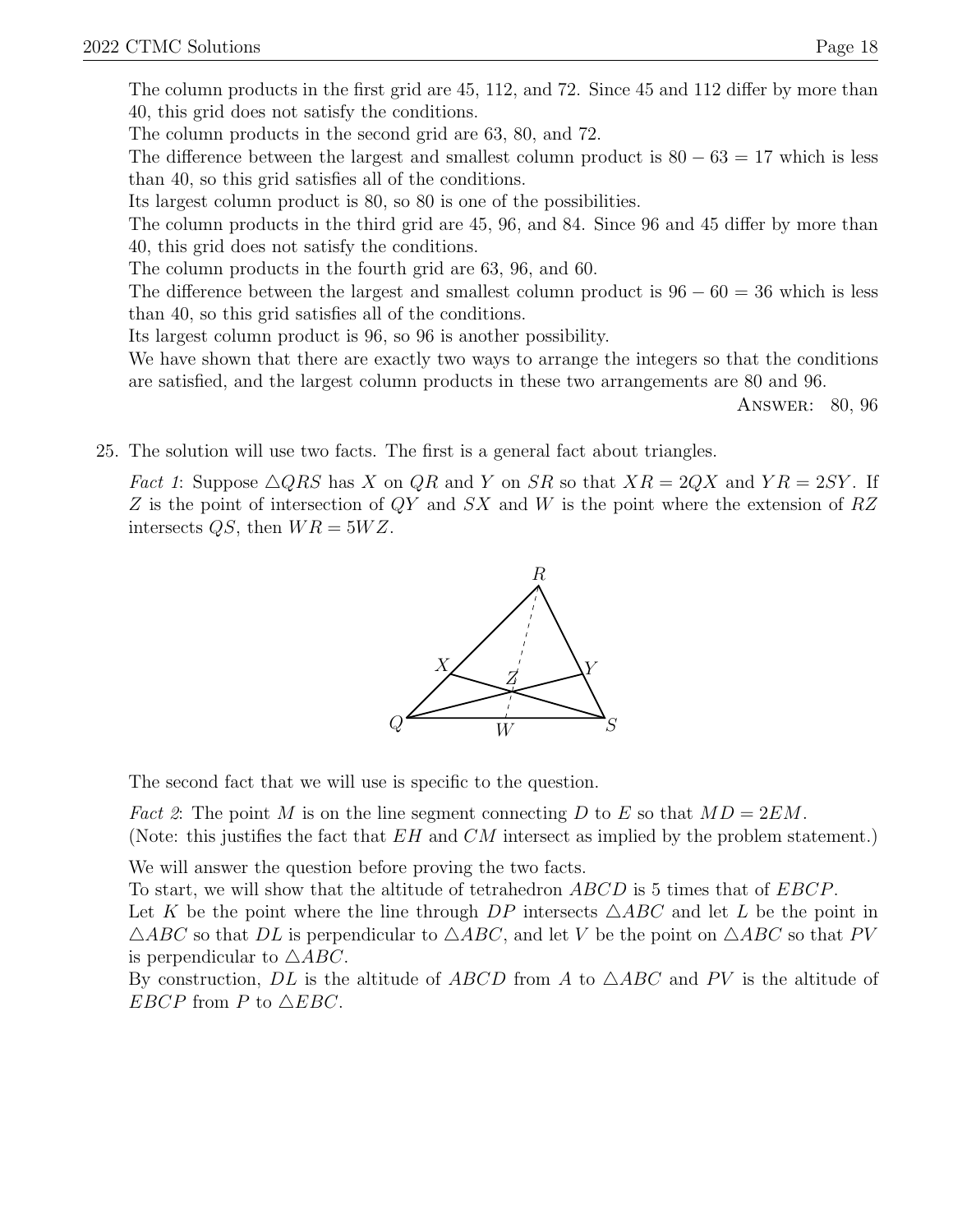The column products in the first grid are 45, 112, and 72. Since 45 and 112 differ by more than 40, this grid does not satisfy the conditions.

The column products in the second grid are 63, 80, and 72.

The difference between the largest and smallest column product is $80 - 63 = 17$ which is less than 40, so this grid satisfies all of the conditions.

Its largest column product is 80, so 80 is one of the possibilities.

The column products in the third grid are 45, 96, and 84. Since 96 and 45 differ by more than 40, this grid does not satisfy the conditions.

The column products in the fourth grid are 63, 96, and 60.

The difference between the largest and smallest column product is $96 - 60 = 36$ which is less than 40, so this grid satisfies all of the conditions.

Its largest column product is 96, so 96 is another possibility.

We have shown that there are exactly two ways to arrange the integers so that the conditions are satisfied, and the largest column products in these two arrangements are 80 and 96.

Answer: 80, 96

25. The solution will use two facts. The first is a general fact about triangles.

*Fact 1*: Suppose $\triangle QRS$ has $X$ on $QR$ and $Y$ on $SR$ so that $XR = 2QX$ and $YR = 2SY$. If $Z$ is the point of intersection of $QY$ and $SX$ and $W$ is the point where the extension of $RZ$ intersects $QS$, then $WR = 5WZ$.

R
X
Y
Z
Q
W
S

The second fact that we will use is specific to the question.

*Fact 2*: The point $M$ is on the line segment connecting $D$ to $E$ so that $MD = 2EM$.
(Note: this justifies the fact that $EH$ and $CM$ intersect as implied by the problem statement.)

We will answer the question before proving the two facts.

To start, we will show that the altitude of tetrahedron $ABCD$ is 5 times that of $EBCP$.

Let $K$ be the point where the line through $DP$ intersects $\triangle ABC$ and let $L$ be the point in $\triangle ABC$ so that $DL$ is perpendicular to $\triangle ABC$, and let $V$ be the point on $\triangle ABC$ so that $PV$ is perpendicular to $\triangle ABC$.

By construction, $DL$ is the altitude of $ABCD$ from $A$ to $\triangle ABC$ and $PV$ is the altitude of $EBCP$ from $P$ to $\triangle EBC$.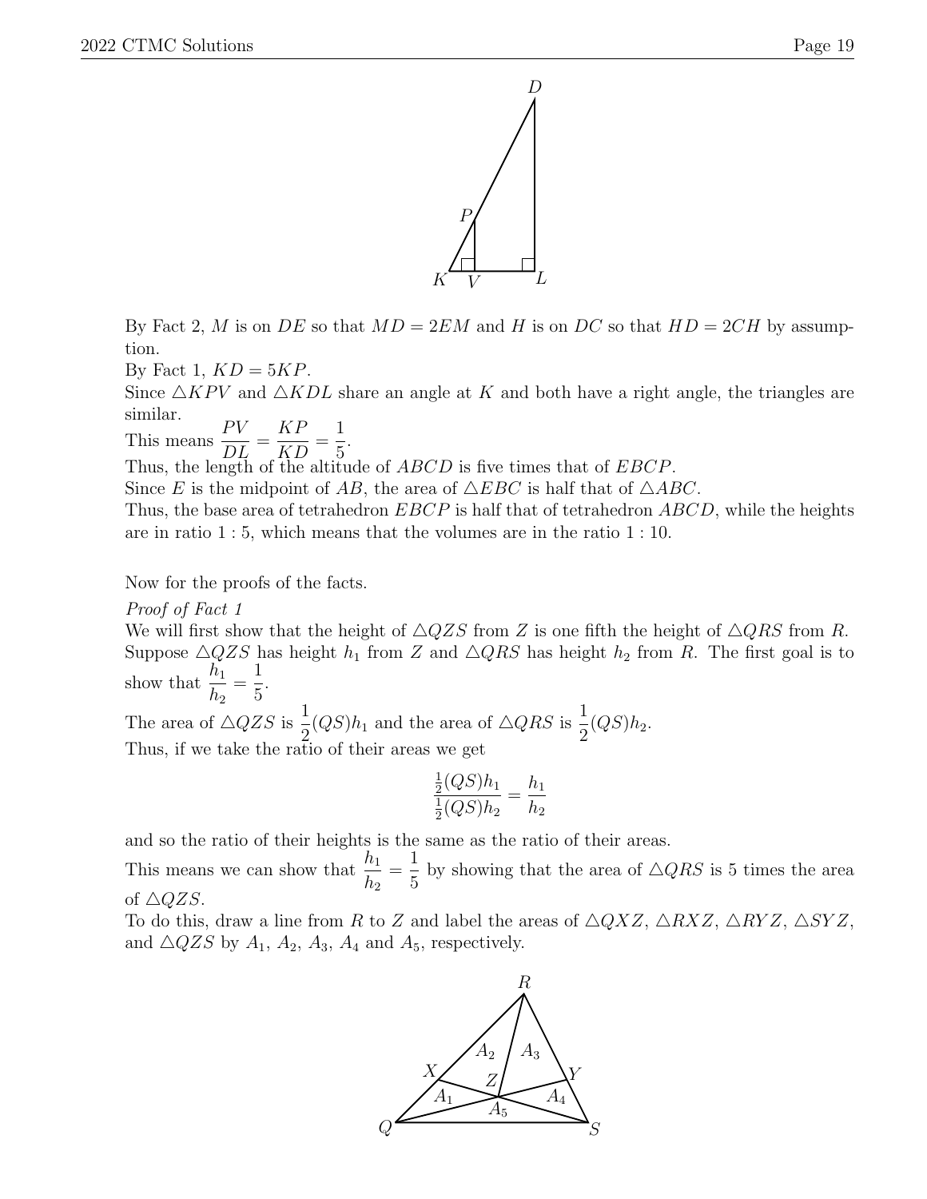By Fact 2, $M$ is on $DE$ so that $MD = 2EM$ and $H$ is on $DC$ so that $HD = 2CH$ by assumption.

By Fact 1, $KD = 5KP$.

Since $\triangle KPV$ and $\triangle KDL$ share an angle at $K$ and both have a right angle, the triangles are similar.

This means $\dfrac{PV}{DL} = \dfrac{KP}{KD} = \dfrac{1}{5}$.

Thus, the length of the altitude of $ABCD$ is five times that of $EBCP$.

Since $E$ is the midpoint of $AB$, the area of $\triangle EBC$ is half that of $\triangle ABC$.

Thus, the base area of tetrahedron $EBCP$ is half that of tetrahedron $ABCD$, while the heights are in ratio $1 : 5$, which means that the volumes are in the ratio $1 : 10$.

Now for the proofs of the facts.

*Proof of Fact 1*

We will first show that the height of $\triangle QZS$ from $Z$ is one fifth the height of $\triangle QRS$ from $R$.

Suppose $\triangle QZS$ has height $h_1$ from $Z$ and $\triangle QRS$ has height $h_2$ from $R$. The first goal is to show that $\dfrac{h_1}{h_2} = \dfrac{1}{5}$.

The area of $\triangle QZS$ is $\dfrac{1}{2}(QS)h_1$ and the area of $\triangle QRS$ is $\dfrac{1}{2}(QS)h_2$.

Thus, if we take the ratio of their areas we get

$$\frac{\frac{1}{2}(QS)h_1}{\frac{1}{2}(QS)h_2} = \frac{h_1}{h_2}$$

and so the ratio of their heights is the same as the ratio of their areas.

This means we can show that $\dfrac{h_1}{h_2} = \dfrac{1}{5}$ by showing that the area of $\triangle QRS$ is 5 times the area of $\triangle QZS$.

To do this, draw a line from $R$ to $Z$ and label the areas of $\triangle QXZ$, $\triangle RXZ$, $\triangle RYZ$, $\triangle SYZ$, and $\triangle QZS$ by $A_1$, $A_2$, $A_3$, $A_4$ and $A_5$, respectively.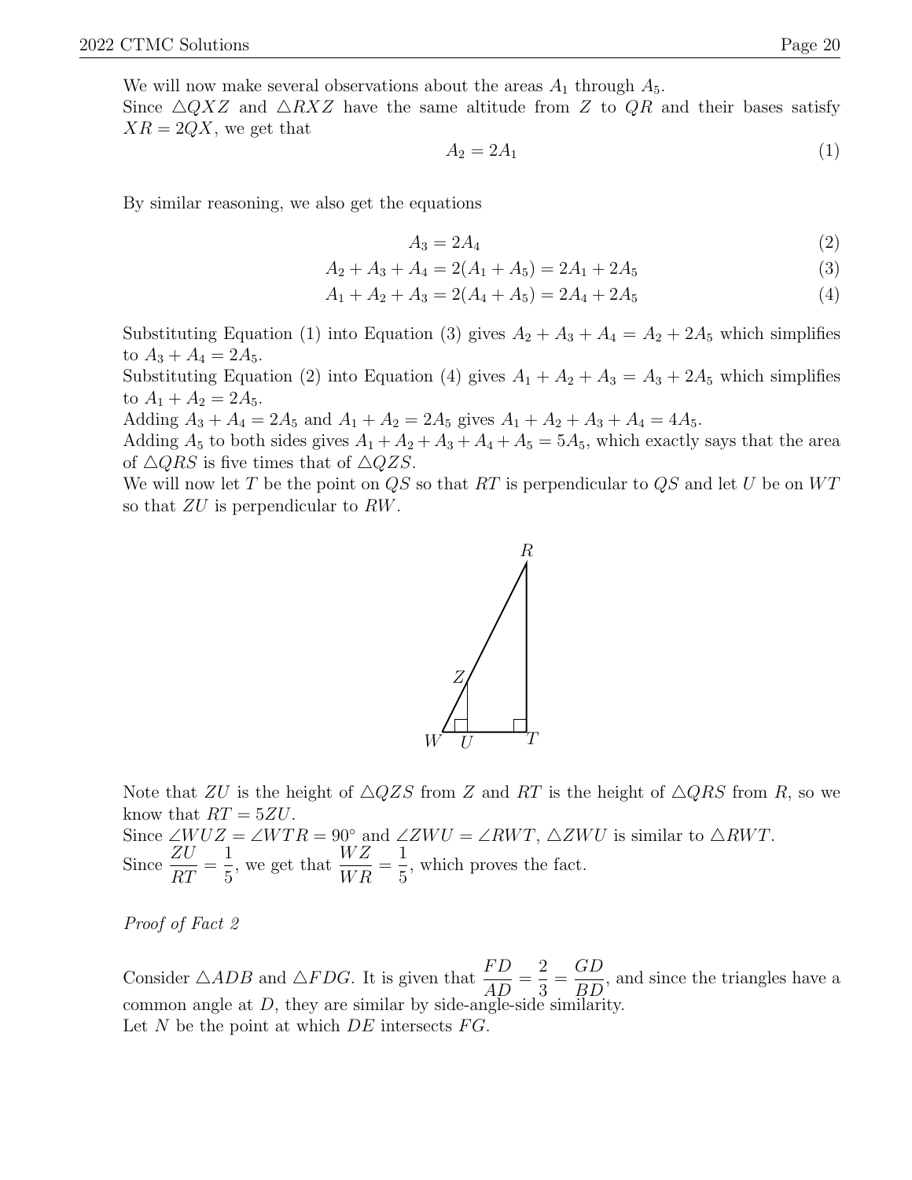We will now make several observations about the areas $A_1$ through $A_5$.
Since $\triangle QXZ$ and $\triangle RXZ$ have the same altitude from $Z$ to $QR$ and their bases satisfy $XR = 2QX$, we get that

$$A_2 = 2A_1 \tag{1}$$

By similar reasoning, we also get the equations

$$A_3 = 2A_4 \tag{2}$$

$$A_2 + A_3 + A_4 = 2(A_1 + A_5) = 2A_1 + 2A_5 \tag{3}$$

$$A_1 + A_2 + A_3 = 2(A_4 + A_5) = 2A_4 + 2A_5 \tag{4}$$

Substituting Equation (1) into Equation (3) gives $A_2 + A_3 + A_4 = A_2 + 2A_5$ which simplifies to $A_3 + A_4 = 2A_5$.
Substituting Equation (2) into Equation (4) gives $A_1 + A_2 + A_3 = A_3 + 2A_5$ which simplifies to $A_1 + A_2 = 2A_5$.
Adding $A_3 + A_4 = 2A_5$ and $A_1 + A_2 = 2A_5$ gives $A_1 + A_2 + A_3 + A_4 = 4A_5$.
Adding $A_5$ to both sides gives $A_1 + A_2 + A_3 + A_4 + A_5 = 5A_5$, which exactly says that the area of $\triangle QRS$ is five times that of $\triangle QZS$.
We will now let $T$ be the point on $QS$ so that $RT$ is perpendicular to $QS$ and let $U$ be on $WT$ so that $ZU$ is perpendicular to $RW$.

R
Z
W U T

Note that $ZU$ is the height of $\triangle QZS$ from $Z$ and $RT$ is the height of $\triangle QRS$ from $R$, so we know that $RT = 5ZU$.
Since $\angle WUZ = \angle WTR = 90^\circ$ and $\angle ZWU = \angle RWT$, $\triangle ZWU$ is similar to $\triangle RWT$.
Since $\dfrac{ZU}{RT} = \dfrac{1}{5}$, we get that $\dfrac{WZ}{WR} = \dfrac{1}{5}$, which proves the fact.

*Proof of Fact 2*

Consider $\triangle ADB$ and $\triangle FDG$. It is given that $\dfrac{FD}{AD} = \dfrac{2}{3} = \dfrac{GD}{BD}$, and since the triangles have a common angle at $D$, they are similar by side-angle-side similarity.
Let $N$ be the point at which $DE$ intersects $FG$.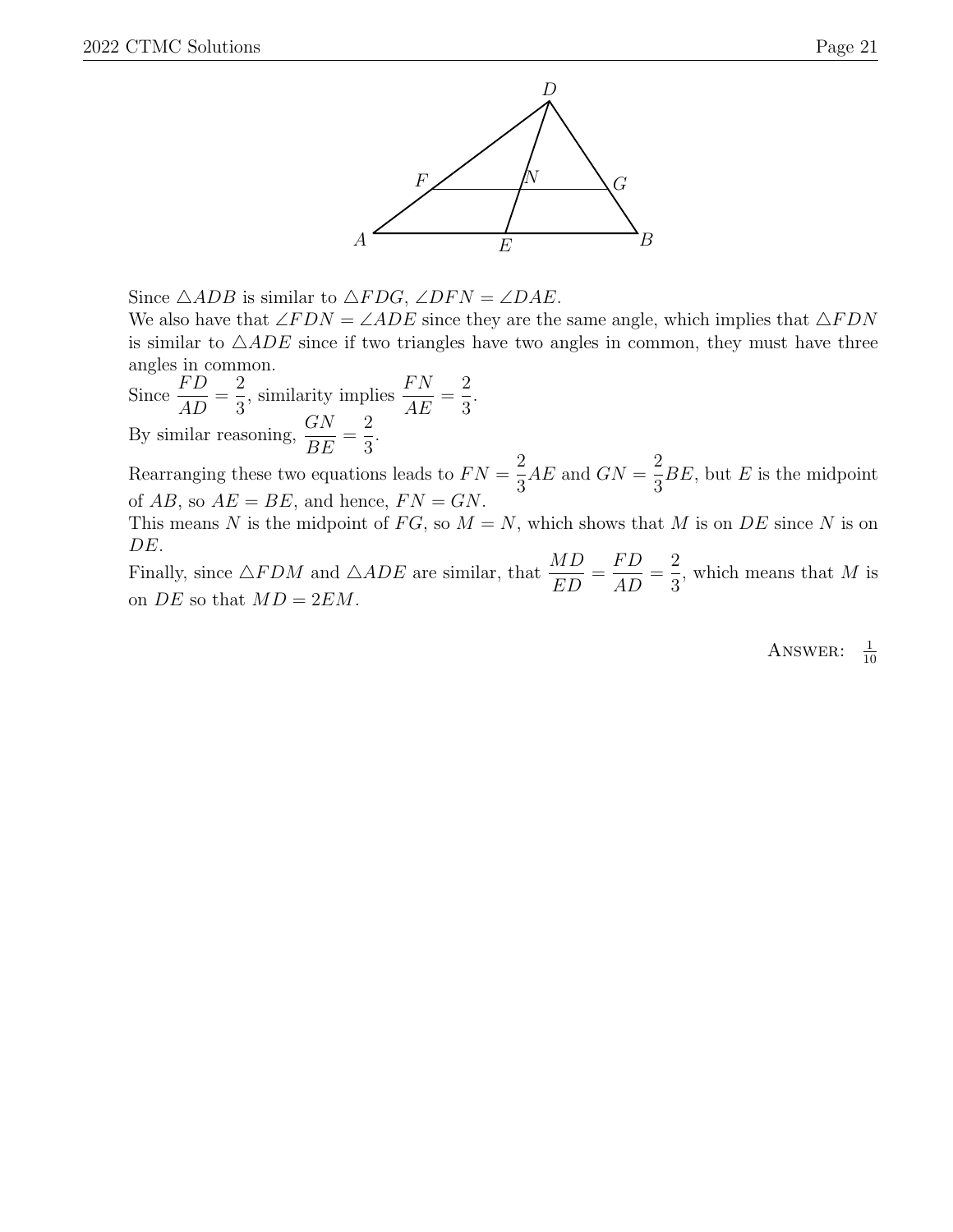Since $\triangle ADB$ is similar to $\triangle FDG$, $\angle DFN = \angle DAE$.

We also have that $\angle FDN = \angle ADE$ since they are the same angle, which implies that $\triangle FDN$ is similar to $\triangle ADE$ since if two triangles have two angles in common, they must have three angles in common.

Since $\dfrac{FD}{AD} = \dfrac{2}{3}$, similarity implies $\dfrac{FN}{AE} = \dfrac{2}{3}$.

By similar reasoning, $\dfrac{GN}{BE} = \dfrac{2}{3}$.

Rearranging these two equations leads to $FN = \dfrac{2}{3}AE$ and $GN = \dfrac{2}{3}BE$, but $E$ is the midpoint of $AB$, so $AE = BE$, and hence, $FN = GN$.

This means $N$ is the midpoint of $FG$, so $M = N$, which shows that $M$ is on $DE$ since $N$ is on $DE$.

Finally, since $\triangle FDM$ and $\triangle ADE$ are similar, that $\dfrac{MD}{ED} = \dfrac{FD}{AD} = \dfrac{2}{3}$, which means that $M$ is on $DE$ so that $MD = 2EM$.

ANSWER: $\frac{1}{10}$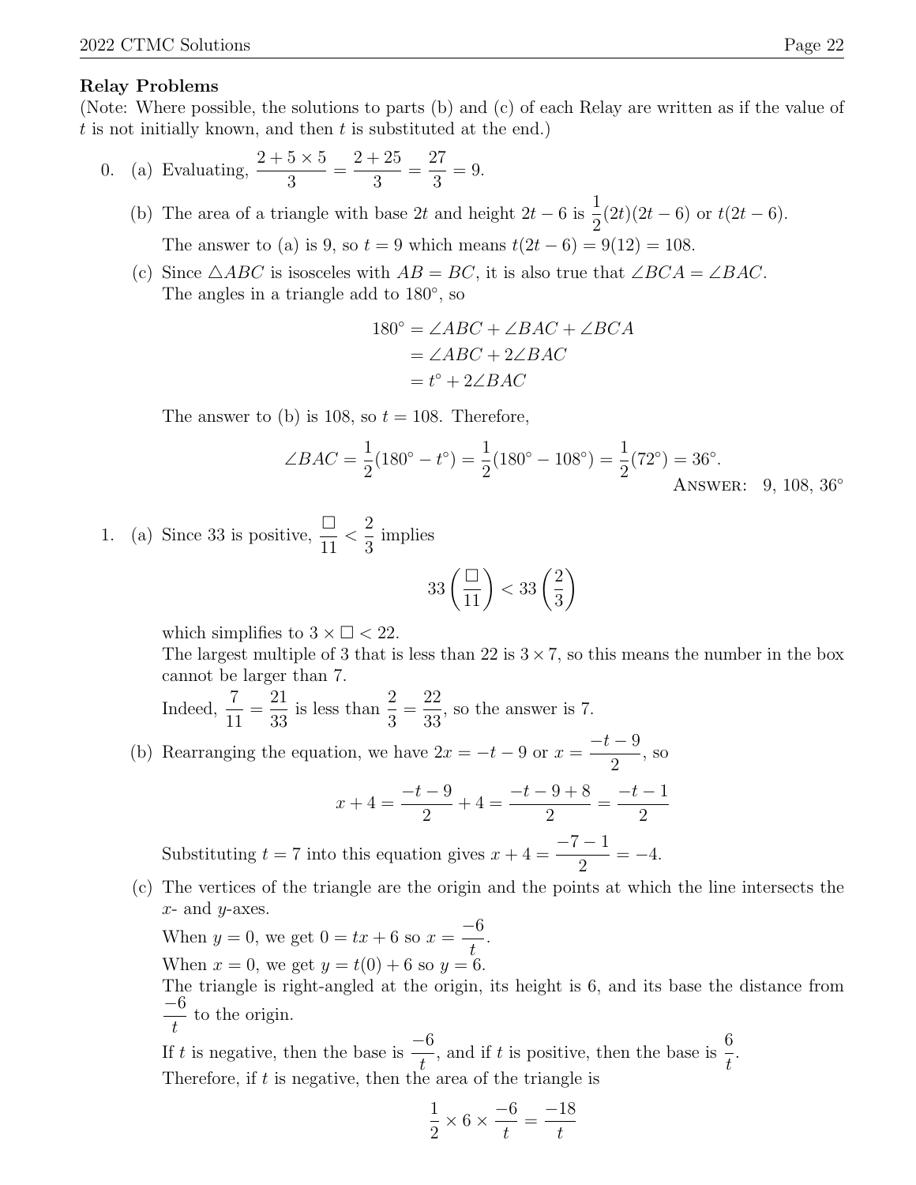## Relay Problems

(Note: Where possible, the solutions to parts (b) and (c) of each Relay are written as if the value of $t$ is not initially known, and then $t$ is substituted at the end.)

0. (a) Evaluating, $\dfrac{2+5\times 5}{3} = \dfrac{2+25}{3} = \dfrac{27}{3} = 9$.

   (b) The area of a triangle with base $2t$ and height $2t-6$ is $\frac{1}{2}(2t)(2t-6)$ or $t(2t-6)$.

   The answer to (a) is 9, so $t = 9$ which means $t(2t-6) = 9(12) = 108$.

   (c) Since $\triangle ABC$ is isosceles with $AB = BC$, it is also true that $\angle BCA = \angle BAC$. The angles in a triangle add to $180^\circ$, so

$$\begin{aligned}180^\circ &= \angle ABC + \angle BAC + \angle BCA\\ &= \angle ABC + 2\angle BAC\\ &= t^\circ + 2\angle BAC\end{aligned}$$

   The answer to (b) is 108, so $t = 108$. Therefore,

$$\angle BAC = \frac{1}{2}(180^\circ - t^\circ) = \frac{1}{2}(180^\circ - 108^\circ) = \frac{1}{2}(72^\circ) = 36^\circ.$$

   ANSWER: 9, 108, $36^\circ$

1. (a) Since 33 is positive, $\dfrac{\square}{11} < \dfrac{2}{3}$ implies

$$33\left(\frac{\square}{11}\right) < 33\left(\frac{2}{3}\right)$$

   which simplifies to $3\times\square < 22$.

   The largest multiple of 3 that is less than 22 is $3\times 7$, so this means the number in the box cannot be larger than 7.

   Indeed, $\dfrac{7}{11} = \dfrac{21}{33}$ is less than $\dfrac{2}{3} = \dfrac{22}{33}$, so the answer is 7.

   (b) Rearranging the equation, we have $2x = -t-9$ or $x = \dfrac{-t-9}{2}$, so

$$x + 4 = \frac{-t-9}{2} + 4 = \frac{-t-9+8}{2} = \frac{-t-1}{2}$$

   Substituting $t = 7$ into this equation gives $x + 4 = \dfrac{-7-1}{2} = -4$.

   (c) The vertices of the triangle are the origin and the points at which the line intersects the $x$- and $y$-axes.

   When $y = 0$, we get $0 = tx + 6$ so $x = \dfrac{-6}{t}$.

   When $x = 0$, we get $y = t(0) + 6$ so $y = 6$.

   The triangle is right-angled at the origin, its height is 6, and its base the distance from $\dfrac{-6}{t}$ to the origin.

   If $t$ is negative, then the base is $\dfrac{-6}{t}$, and if $t$ is positive, then the base is $\dfrac{6}{t}$.

   Therefore, if $t$ is negative, then the area of the triangle is

$$\frac{1}{2}\times 6\times\frac{-6}{t} = \frac{-18}{t}$$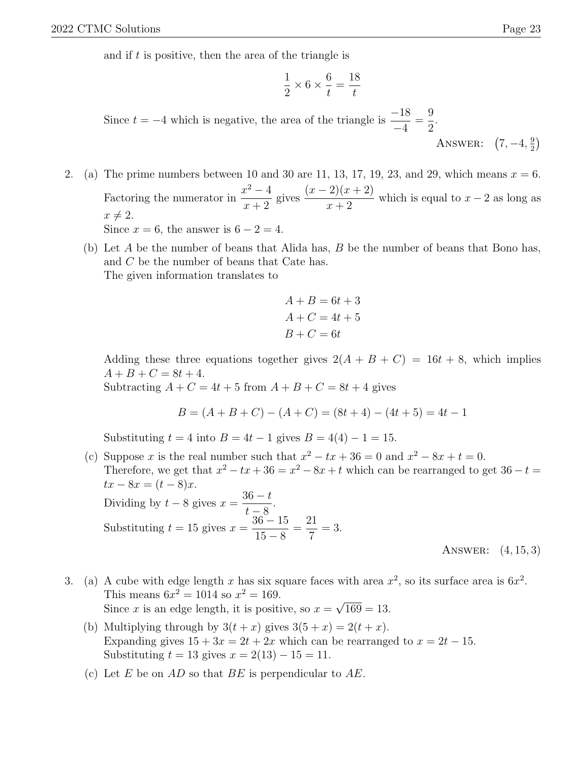and if $t$ is positive, then the area of the triangle is

$$\frac{1}{2} \times 6 \times \frac{6}{t} = \frac{18}{t}$$

Since $t = -4$ which is negative, the area of the triangle is $\dfrac{-18}{-4} = \dfrac{9}{2}$.

ANSWER: $\left(7, -4, \frac{9}{2}\right)$

2. (a) The prime numbers between 10 and 30 are 11, 13, 17, 19, 23, and 29, which means $x = 6$.
   Factoring the numerator in $\dfrac{x^2 - 4}{x + 2}$ gives $\dfrac{(x-2)(x+2)}{x+2}$ which is equal to $x - 2$ as long as $x \neq 2$.
   Since $x = 6$, the answer is $6 - 2 = 4$.

   (b) Let $A$ be the number of beans that Alida has, $B$ be the number of beans that Bono has, and $C$ be the number of beans that Cate has.
   The given information translates to

$$A + B = 6t + 3$$
$$A + C = 4t + 5$$
$$B + C = 6t$$

   Adding these three equations together gives $2(A + B + C) = 16t + 8$, which implies $A + B + C = 8t + 4$.
   Subtracting $A + C = 4t + 5$ from $A + B + C = 8t + 4$ gives

$$B = (A + B + C) - (A + C) = (8t + 4) - (4t + 5) = 4t - 1$$

   Substituting $t = 4$ into $B = 4t - 1$ gives $B = 4(4) - 1 = 15$.

   (c) Suppose $x$ is the real number such that $x^2 - tx + 36 = 0$ and $x^2 - 8x + t = 0$.
   Therefore, we get that $x^2 - tx + 36 = x^2 - 8x + t$ which can be rearranged to get $36 - t = tx - 8x = (t - 8)x$.
   Dividing by $t - 8$ gives $x = \dfrac{36 - t}{t - 8}$.
   Substituting $t = 15$ gives $x = \dfrac{36 - 15}{15 - 8} = \dfrac{21}{7} = 3$.

ANSWER: $(4, 15, 3)$

3. (a) A cube with edge length $x$ has six square faces with area $x^2$, so its surface area is $6x^2$.
   This means $6x^2 = 1014$ so $x^2 = 169$.
   Since $x$ is an edge length, it is positive, so $x = \sqrt{169} = 13$.

   (b) Multiplying through by $3(t + x)$ gives $3(5 + x) = 2(t + x)$.
   Expanding gives $15 + 3x = 2t + 2x$ which can be rearranged to $x = 2t - 15$.
   Substituting $t = 13$ gives $x = 2(13) - 15 = 11$.

   (c) Let $E$ be on $AD$ so that $BE$ is perpendicular to $AE$.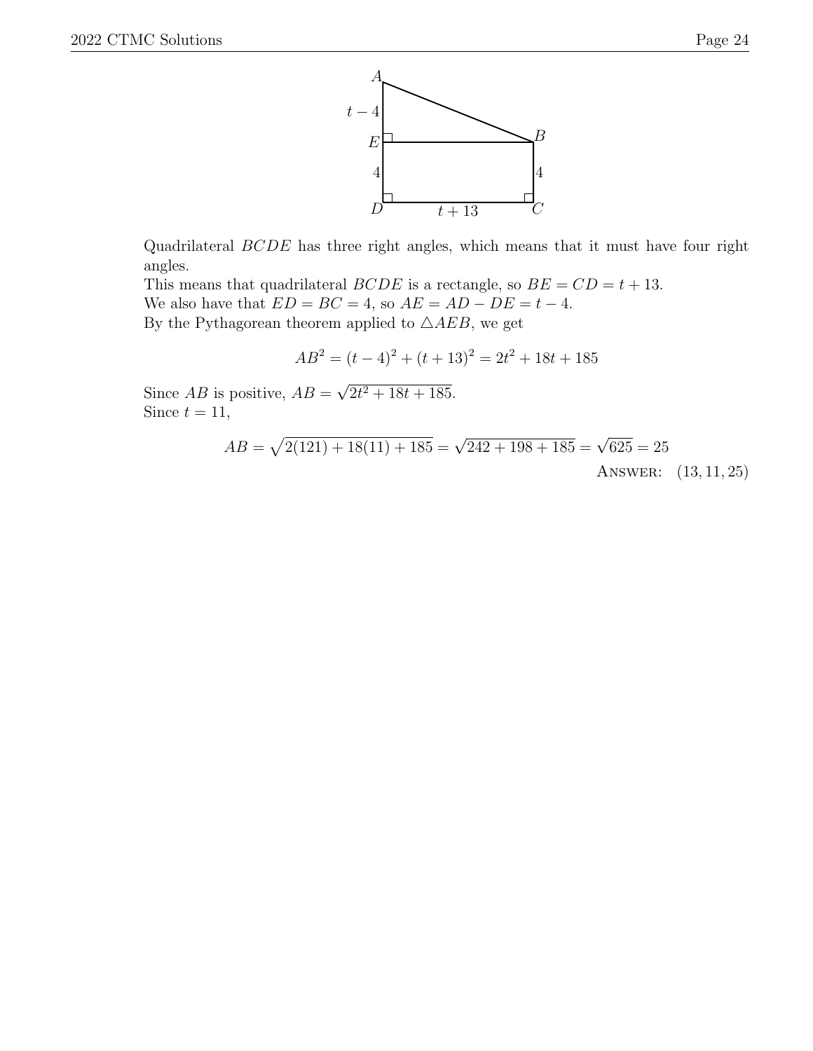A

$t-4$

E

B

4

4

D

$t+13$

C

Quadrilateral $BCDE$ has three right angles, which means that it must have four right angles.

This means that quadrilateral $BCDE$ is a rectangle, so $BE = CD = t + 13$.

We also have that $ED = BC = 4$, so $AE = AD - DE = t - 4$.

By the Pythagorean theorem applied to $\triangle AEB$, we get

$$AB^2 = (t-4)^2 + (t+13)^2 = 2t^2 + 18t + 185$$

Since $AB$ is positive, $AB = \sqrt{2t^2 + 18t + 185}$.

Since $t = 11$,

$$AB = \sqrt{2(121) + 18(11) + 185} = \sqrt{242 + 198 + 185} = \sqrt{625} = 25$$

ANSWER: $(13, 11, 25)$